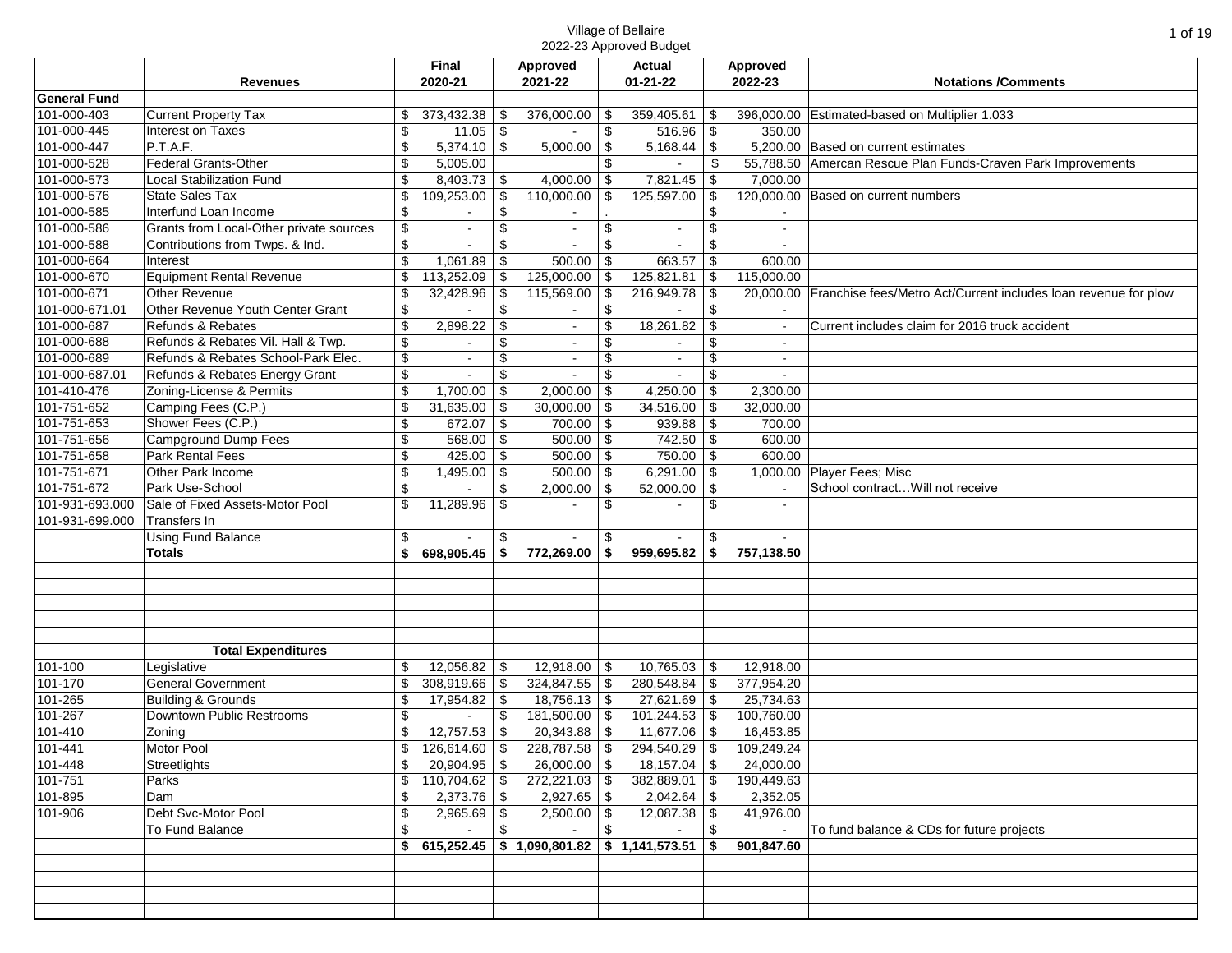Village of Bellaire
2022-23 Approved Budget

| | Revenues | Final 2020-21 | Approved 2021-22 | Actual 01-21-22 | Approved 2022-23 | Notations /Comments |
|---|---|---|---|---|---|---|
| **General Fund** | | | | | | |
| 101-000-403 | Current Property Tax | $ 373,432.38 | $ 376,000.00 | $ 359,405.61 | $ 396,000.00 | Estimated-based on Multiplier 1.033 |
| 101-000-445 | Interest on Taxes | $ 11.05 | $ - | $ 516.96 | $ 350.00 | |
| 101-000-447 | P.T.A.F. | $ 5,374.10 | $ 5,000.00 | $ 5,168.44 | $ 5,200.00 | Based on current estimates |
| 101-000-528 | Federal Grants-Other | $ 5,005.00 | | $ - | $ 55,788.50 | Amercan Rescue Plan Funds-Craven Park Improvements |
| 101-000-573 | Local Stabilization Fund | $ 8,403.73 | $ 4,000.00 | $ 7,821.45 | $ 7,000.00 | |
| 101-000-576 | State Sales Tax | $ 109,253.00 | $ 110,000.00 | $ 125,597.00 | $ 120,000.00 | Based on current numbers |
| 101-000-585 | Interfund Loan Income | $ - | $ - | . | $ - | |
| 101-000-586 | Grants from Local-Other private sources | $ - | $ - | $ - | $ - | |
| 101-000-588 | Contributions from Twps. & Ind. | $ - | $ - | $ - | $ - | |
| 101-000-664 | Interest | $ 1,061.89 | $ 500.00 | $ 663.57 | $ 600.00 | |
| 101-000-670 | Equipment Rental Revenue | $ 113,252.09 | $ 125,000.00 | $ 125,821.81 | $ 115,000.00 | |
| 101-000-671 | Other Revenue | $ 32,428.96 | $ 115,569.00 | $ 216,949.78 | $ 20,000.00 | Franchise fees/Metro Act/Current includes loan revenue for plow |
| 101-000-671.01 | Other Revenue Youth Center Grant | $ - | $ - | $ - | $ - | |
| 101-000-687 | Refunds & Rebates | $ 2,898.22 | $ - | $ 18,261.82 | $ - | Current includes claim for 2016 truck accident |
| 101-000-688 | Refunds & Rebates Vil. Hall & Twp. | $ - | $ - | $ - | $ - | |
| 101-000-689 | Refunds & Rebates School-Park Elec. | $ - | $ - | $ - | $ - | |
| 101-000-687.01 | Refunds & Rebates Energy Grant | $ - | $ - | $ - | $ - | |
| 101-410-476 | Zoning-License & Permits | $ 1,700.00 | $ 2,000.00 | $ 4,250.00 | $ 2,300.00 | |
| 101-751-652 | Camping Fees (C.P.) | $ 31,635.00 | $ 30,000.00 | $ 34,516.00 | $ 32,000.00 | |
| 101-751-653 | Shower Fees (C.P.) | $ 672.07 | $ 700.00 | $ 939.88 | $ 700.00 | |
| 101-751-656 | Campground Dump Fees | $ 568.00 | $ 500.00 | $ 742.50 | $ 600.00 | |
| 101-751-658 | Park Rental Fees | $ 425.00 | $ 500.00 | $ 750.00 | $ 600.00 | |
| 101-751-671 | Other Park Income | $ 1,495.00 | $ 500.00 | $ 6,291.00 | $ 1,000.00 | Player Fees; Misc |
| 101-751-672 | Park Use-School | $ - | $ 2,000.00 | $ 52,000.00 | $ - | School contract…Will not receive |
| 101-931-693.000 | Sale of Fixed Assets-Motor Pool | $ 11,289.96 | $ - | $ - | $ - | |
| 101-931-699.000 | Transfers In | | | | | |
| | Using Fund Balance | $ - | $ - | $ - | $ - | |
| | **Totals** | **$ 698,905.45** | **$ 772,269.00** | **$ 959,695.82** | **$ 757,138.50** | |
| | | | | | | |
| | **Total Expenditures** | | | | | |
| 101-100 | Legislative | $ 12,056.82 | $ 12,918.00 | $ 10,765.03 | $ 12,918.00 | |
| 101-170 | General Government | $ 308,919.66 | $ 324,847.55 | $ 280,548.84 | $ 377,954.20 | |
| 101-265 | Building & Grounds | $ 17,954.82 | $ 18,756.13 | $ 27,621.69 | $ 25,734.63 | |
| 101-267 | Downtown Public Restrooms | $ - | $ 181,500.00 | $ 101,244.53 | $ 100,760.00 | |
| 101-410 | Zoning | $ 12,757.53 | $ 20,343.88 | $ 11,677.06 | $ 16,453.85 | |
| 101-441 | Motor Pool | $ 126,614.60 | $ 228,787.58 | $ 294,540.29 | $ 109,249.24 | |
| 101-448 | Streetlights | $ 20,904.95 | $ 26,000.00 | $ 18,157.04 | $ 24,000.00 | |
| 101-751 | Parks | $ 110,704.62 | $ 272,221.03 | $ 382,889.01 | $ 190,449.63 | |
| 101-895 | Dam | $ 2,373.76 | $ 2,927.65 | $ 2,042.64 | $ 2,352.05 | |
| 101-906 | Debt Svc-Motor Pool | $ 2,965.69 | $ 2,500.00 | $ 12,087.38 | $ 41,976.00 | |
| | To Fund Balance | $ - | $ - | $ - | $ - | To fund balance & CDs for future projects |
| | | **$ 615,252.45** | **$ 1,090,801.82** | **$ 1,141,573.51** | **$ 901,847.60** | |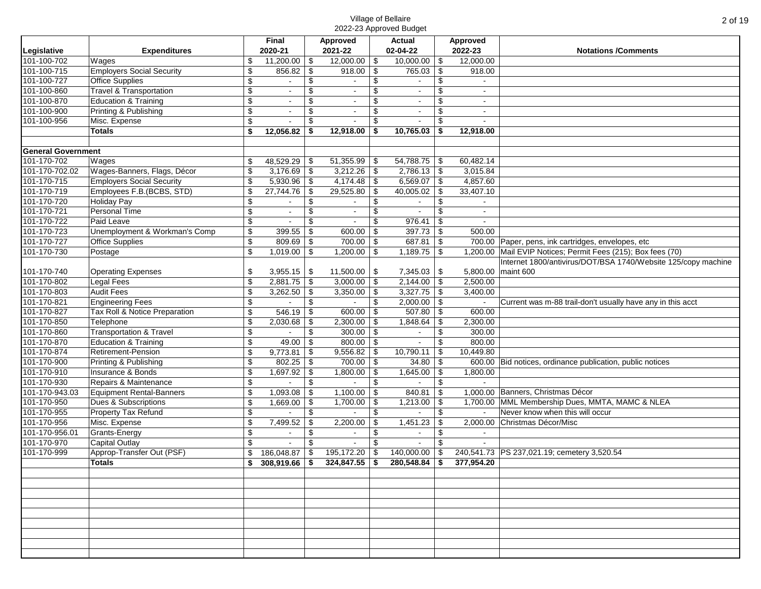Village of Bellaire
2022-23 Approved Budget

| Legislative | Expenditures | Final 2020-21 | Approved 2021-22 | Actual 02-04-22 | Approved 2022-23 | Notations /Comments |
|---|---|---|---|---|---|---|
| 101-100-702 | Wages | $ 11,200.00 | $ 12,000.00 | $ 10,000.00 | $ 12,000.00 | |
| 101-100-715 | Employers Social Security | $ 856.82 | $ 918.00 | $ 765.03 | $ 918.00 | |
| 101-100-727 | Office Supplies | $ - | $ - | $ - | $ - | |
| 101-100-860 | Travel & Transportation | $ - | $ - | $ - | $ - | |
| 101-100-870 | Education & Training | $ - | $ - | $ - | $ - | |
| 101-100-900 | Printing & Publishing | $ - | $ - | $ - | $ - | |
| 101-100-956 | Misc. Expense | $ - | $ - | $ - | $ - | |
| | **Totals** | **$ 12,056.82** | **$ 12,918.00** | **$ 10,765.03** | **$ 12,918.00** | |
| | | | | | | |
| **General Government** | | | | | | |
| 101-170-702 | Wages | $ 48,529.29 | $ 51,355.99 | $ 54,788.75 | $ 60,482.14 | |
| 101-170-702.02 | Wages-Banners, Flags, Décor | $ 3,176.69 | $ 3,212.26 | $ 2,786.13 | $ 3,015.84 | |
| 101-170-715 | Employers Social Security | $ 5,930.96 | $ 4,174.48 | $ 6,569.07 | $ 4,857.60 | |
| 101-170-719 | Employees F.B.(BCBS, STD) | $ 27,744.76 | $ 29,525.80 | $ 40,005.02 | $ 33,407.10 | |
| 101-170-720 | Holiday Pay | $ - | $ - | $ - | $ - | |
| 101-170-721 | Personal Time | $ - | $ - | $ - | $ - | |
| 101-170-722 | Paid Leave | $ - | $ - | $ 976.41 | $ - | |
| 101-170-723 | Unemployment & Workman's Comp | $ 399.55 | $ 600.00 | $ 397.73 | $ 500.00 | |
| 101-170-727 | Office Supplies | $ 809.69 | $ 700.00 | $ 687.81 | $ 700.00 | Paper, pens, ink cartridges, envelopes, etc |
| 101-170-730 | Postage | $ 1,019.00 | $ 1,200.00 | $ 1,189.75 | $ 1,200.00 | Mail EVIP Notices; Permit Fees (215); Box fees (70) |
| 101-170-740 | Operating Expenses | $ 3,955.15 | $ 11,500.00 | $ 7,345.03 | $ 5,800.00 | Internet 1800/antivirus/DOT/BSA 1740/Website 125/copy machine maint 600 |
| 101-170-802 | Legal Fees | $ 2,881.75 | $ 3,000.00 | $ 2,144.00 | $ 2,500.00 | |
| 101-170-803 | Audit Fees | $ 3,262.50 | $ 3,350.00 | $ 3,327.75 | $ 3,400.00 | |
| 101-170-821 | Engineering Fees | $ - | $ - | $ 2,000.00 | $ - | Current was m-88 trail-don't usually have any in this acct |
| 101-170-827 | Tax Roll & Notice Preparation | $ 546.19 | $ 600.00 | $ 507.80 | $ 600.00 | |
| 101-170-850 | Telephone | $ 2,030.68 | $ 2,300.00 | $ 1,848.64 | $ 2,300.00 | |
| 101-170-860 | Transportation & Travel | $ - | $ 300.00 | $ - | $ 300.00 | |
| 101-170-870 | Education & Training | $ 49.00 | $ 800.00 | $ - | $ 800.00 | |
| 101-170-874 | Retirement-Pension | $ 9,773.81 | $ 9,556.82 | $ 10,790.11 | $ 10,449.80 | |
| 101-170-900 | Printing & Publishing | $ 802.25 | $ 700.00 | $ 34.80 | $ 600.00 | Bid notices, ordinance publication, public notices |
| 101-170-910 | Insurance & Bonds | $ 1,697.92 | $ 1,800.00 | $ 1,645.00 | $ 1,800.00 | |
| 101-170-930 | Repairs & Maintenance | $ - | $ - | $ - | $ - | |
| 101-170-943.03 | Equipment Rental-Banners | $ 1,093.08 | $ 1,100.00 | $ 840.81 | $ 1,000.00 | Banners, Christmas Décor |
| 101-170-950 | Dues & Subscriptions | $ 1,669.00 | $ 1,700.00 | $ 1,213.00 | $ 1,700.00 | MML Membership Dues, MMTA, MAMC & NLEA |
| 101-170-955 | Property Tax Refund | $ - | $ - | $ - | $ - | Never know when this will occur |
| 101-170-956 | Misc. Expense | $ 7,499.52 | $ 2,200.00 | $ 1,451.23 | $ 2,000.00 | Christmas Décor/Misc |
| 101-170-956.01 | Grants-Energy | $ - | $ - | $ - | $ - | |
| 101-170-970 | Capital Outlay | $ - | $ - | $ - | $ - | |
| 101-170-999 | Approp-Transfer Out (PSF) | $ 186,048.87 | $ 195,172.20 | $ 140,000.00 | $ 240,541.73 | PS 237,021.19; cemetery 3,520.54 |
| | **Totals** | **$ 308,919.66** | **$ 324,847.55** | **$ 280,548.84** | **$ 377,954.20** | |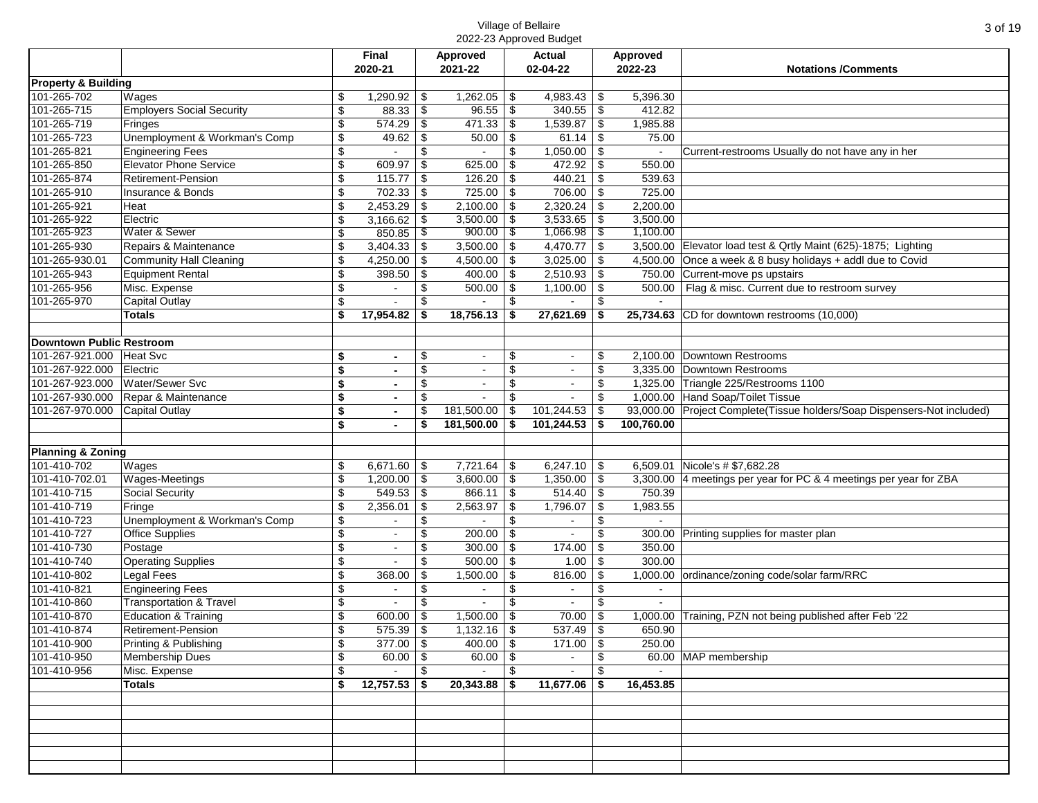Village of Bellaire
2022-23 Approved Budget

| | | Final 2020-21 | Approved 2021-22 | Actual 02-04-22 | Approved 2022-23 | Notations /Comments |
|---|---|---|---|---|---|---|
| **Property & Building** | | | | | | |
| 101-265-702 | Wages | $ 1,290.92 | $ 1,262.05 | $ 4,983.43 | $ 5,396.30 | |
| 101-265-715 | Employers Social Security | $ 88.33 | $ 96.55 | $ 340.55 | $ 412.82 | |
| 101-265-719 | Fringes | $ 574.29 | $ 471.33 | $ 1,539.87 | $ 1,985.88 | |
| 101-265-723 | Unemployment & Workman's Comp | $ 49.62 | $ 50.00 | $ 61.14 | $ 75.00 | |
| 101-265-821 | Engineering Fees | $ - | $ - | $ 1,050.00 | $ - | Current-restrooms Usually do not have any in her |
| 101-265-850 | Elevator Phone Service | $ 609.97 | $ 625.00 | $ 472.92 | $ 550.00 | |
| 101-265-874 | Retirement-Pension | $ 115.77 | $ 126.20 | $ 440.21 | $ 539.63 | |
| 101-265-910 | Insurance & Bonds | $ 702.33 | $ 725.00 | $ 706.00 | $ 725.00 | |
| 101-265-921 | Heat | $ 2,453.29 | $ 2,100.00 | $ 2,320.24 | $ 2,200.00 | |
| 101-265-922 | Electric | $ 3,166.62 | $ 3,500.00 | $ 3,533.65 | $ 3,500.00 | |
| 101-265-923 | Water & Sewer | $ 850.85 | $ 900.00 | $ 1,066.98 | $ 1,100.00 | |
| 101-265-930 | Repairs & Maintenance | $ 3,404.33 | $ 3,500.00 | $ 4,470.77 | $ 3,500.00 | Elevator load test & Qrtly Maint (625)-1875; Lighting |
| 101-265-930.01 | Community Hall Cleaning | $ 4,250.00 | $ 4,500.00 | $ 3,025.00 | $ 4,500.00 | Once a week & 8 busy holidays + addl due to Covid |
| 101-265-943 | Equipment Rental | $ 398.50 | $ 400.00 | $ 2,510.93 | $ 750.00 | Current-move ps upstairs |
| 101-265-956 | Misc. Expense | $ - | $ 500.00 | $ 1,100.00 | $ 500.00 | Flag & misc. Current due to restroom survey |
| 101-265-970 | Capital Outlay | $ - | $ - | $ - | $ - | |
| | **Totals** | **$ 17,954.82** | **$ 18,756.13** | **$ 27,621.69** | **$ 25,734.63** | CD for downtown restrooms (10,000) |
| | | | | | | |
| **Downtown Public Restroom** | | | | | | |
| 101-267-921.000 | Heat Svc | **$ -** | $ - | $ - | $ 2,100.00 | Downtown Restrooms |
| 101-267-922.000 | Electric | **$ -** | $ - | $ - | $ 3,335.00 | Downtown Restrooms |
| 101-267-923.000 | Water/Sewer Svc | **$ -** | $ - | $ - | $ 1,325.00 | Triangle 225/Restrooms 1100 |
| 101-267-930.000 | Repar & Maintenance | **$ -** | $ - | $ - | $ 1,000.00 | Hand Soap/Toilet Tissue |
| 101-267-970.000 | Capital Outlay | **$ -** | $ 181,500.00 | $ 101,244.53 | $ 93,000.00 | Project Complete(Tissue holders/Soap Dispensers-Not included) |
| | | **$ -** | **$ 181,500.00** | **$ 101,244.53** | **$ 100,760.00** | |
| | | | | | | |
| **Planning & Zoning** | | | | | | |
| 101-410-702 | Wages | $ 6,671.60 | $ 7,721.64 | $ 6,247.10 | $ 6,509.01 | Nicole's # $7,682.28 |
| 101-410-702.01 | Wages-Meetings | $ 1,200.00 | $ 3,600.00 | $ 1,350.00 | $ 3,300.00 | 4 meetings per year for PC & 4 meetings per year for ZBA |
| 101-410-715 | Social Security | $ 549.53 | $ 866.11 | $ 514.40 | $ 750.39 | |
| 101-410-719 | Fringe | $ 2,356.01 | $ 2,563.97 | $ 1,796.07 | $ 1,983.55 | |
| 101-410-723 | Unemployment & Workman's Comp | $ - | $ - | $ - | $ - | |
| 101-410-727 | Office Supplies | $ - | $ 200.00 | $ - | $ 300.00 | Printing supplies for master plan |
| 101-410-730 | Postage | $ - | $ 300.00 | $ 174.00 | $ 350.00 | |
| 101-410-740 | Operating Supplies | $ - | $ 500.00 | $ 1.00 | $ 300.00 | |
| 101-410-802 | Legal Fees | $ 368.00 | $ 1,500.00 | $ 816.00 | $ 1,000.00 | ordinance/zoning code/solar farm/RRC |
| 101-410-821 | Engineering Fees | $ - | $ - | $ - | $ - | |
| 101-410-860 | Transportation & Travel | $ - | $ - | $ - | $ - | |
| 101-410-870 | Education & Training | $ 600.00 | $ 1,500.00 | $ 70.00 | $ 1,000.00 | Training, PZN not being published after Feb '22 |
| 101-410-874 | Retirement-Pension | $ 575.39 | $ 1,132.16 | $ 537.49 | $ 650.90 | |
| 101-410-900 | Printing & Publishing | $ 377.00 | $ 400.00 | $ 171.00 | $ 250.00 | |
| 101-410-950 | Membership Dues | $ 60.00 | $ 60.00 | $ - | $ 60.00 | MAP membership |
| 101-410-956 | Misc. Expense | $ - | $ - | $ - | $ - | |
| | **Totals** | **$ 12,757.53** | **$ 20,343.88** | **$ 11,677.06** | **$ 16,453.85** | |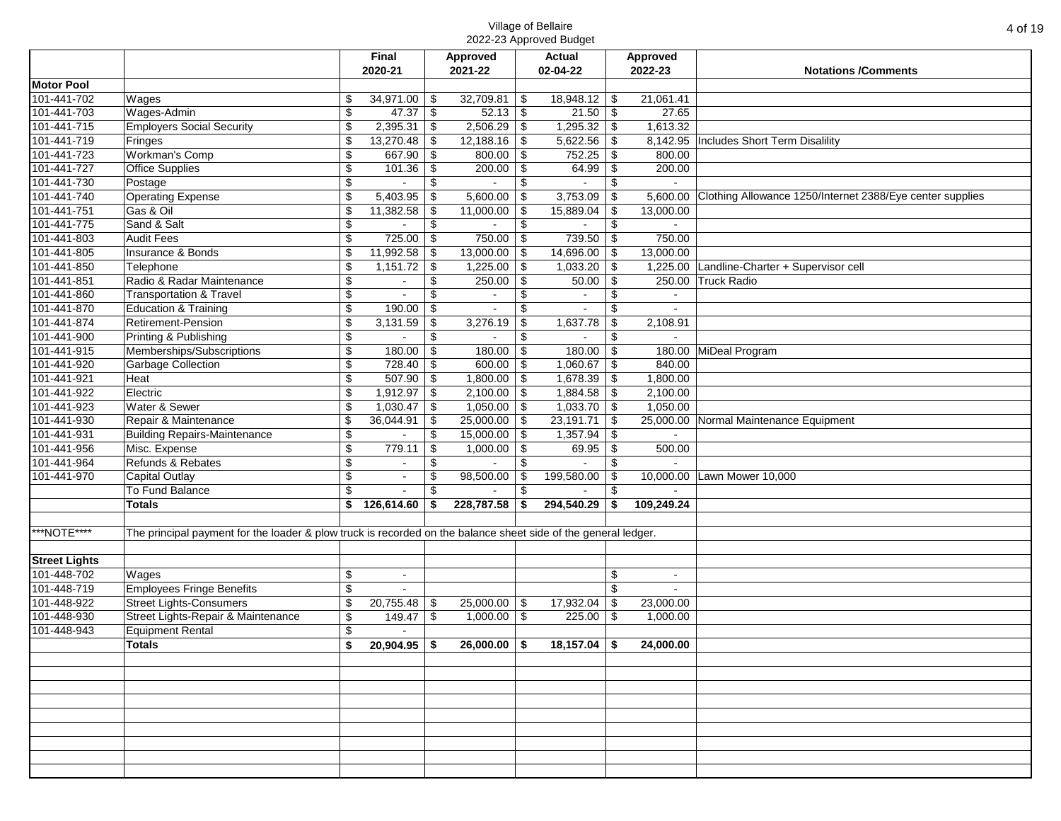Village of Bellaire
2022-23 Approved Budget

| | | Final 2020-21 | Approved 2021-22 | Actual 02-04-22 | Approved 2022-23 | Notations /Comments |
|---|---|---|---|---|---|---|
| **Motor Pool** | | | | | | |
| 101-441-702 | Wages | $ 34,971.00 | $ 32,709.81 | $ 18,948.12 | $ 21,061.41 | |
| 101-441-703 | Wages-Admin | $ 47.37 | $ 52.13 | $ 21.50 | $ 27.65 | |
| 101-441-715 | Employers Social Security | $ 2,395.31 | $ 2,506.29 | $ 1,295.32 | $ 1,613.32 | |
| 101-441-719 | Fringes | $ 13,270.48 | $ 12,188.16 | $ 5,622.56 | $ 8,142.95 | Includes Short Term Disalility |
| 101-441-723 | Workman's Comp | $ 667.90 | $ 800.00 | $ 752.25 | $ 800.00 | |
| 101-441-727 | Office Supplies | $ 101.36 | $ 200.00 | $ 64.99 | $ 200.00 | |
| 101-441-730 | Postage | $ - | $ - | $ - | $ - | |
| 101-441-740 | Operating Expense | $ 5,403.95 | $ 5,600.00 | $ 3,753.09 | $ 5,600.00 | Clothing Allowance 1250/Internet 2388/Eye center supplies |
| 101-441-751 | Gas & Oil | $ 11,382.58 | $ 11,000.00 | $ 15,889.04 | $ 13,000.00 | |
| 101-441-775 | Sand & Salt | $ - | $ - | $ - | $ - | |
| 101-441-803 | Audit Fees | $ 725.00 | $ 750.00 | $ 739.50 | $ 750.00 | |
| 101-441-805 | Insurance & Bonds | $ 11,992.58 | $ 13,000.00 | $ 14,696.00 | $ 13,000.00 | |
| 101-441-850 | Telephone | $ 1,151.72 | $ 1,225.00 | $ 1,033.20 | $ 1,225.00 | Landline-Charter + Supervisor cell |
| 101-441-851 | Radio & Radar Maintenance | $ - | $ 250.00 | $ 50.00 | $ 250.00 | Truck Radio |
| 101-441-860 | Transportation & Travel | $ - | $ - | $ - | $ - | |
| 101-441-870 | Education & Training | $ 190.00 | $ - | $ - | $ - | |
| 101-441-874 | Retirement-Pension | $ 3,131.59 | $ 3,276.19 | $ 1,637.78 | $ 2,108.91 | |
| 101-441-900 | Printing & Publishing | $ - | $ - | $ - | $ - | |
| 101-441-915 | Memberships/Subscriptions | $ 180.00 | $ 180.00 | $ 180.00 | $ 180.00 | MiDeal Program |
| 101-441-920 | Garbage Collection | $ 728.40 | $ 600.00 | $ 1,060.67 | $ 840.00 | |
| 101-441-921 | Heat | $ 507.90 | $ 1,800.00 | $ 1,678.39 | $ 1,800.00 | |
| 101-441-922 | Electric | $ 1,912.97 | $ 2,100.00 | $ 1,884.58 | $ 2,100.00 | |
| 101-441-923 | Water & Sewer | $ 1,030.47 | $ 1,050.00 | $ 1,033.70 | $ 1,050.00 | |
| 101-441-930 | Repair & Maintenance | $ 36,044.91 | $ 25,000.00 | $ 23,191.71 | $ 25,000.00 | Normal Maintenance Equipment |
| 101-441-931 | Building Repairs-Maintenance | $ - | $ 15,000.00 | $ 1,357.94 | $ - | |
| 101-441-956 | Misc. Expense | $ 779.11 | $ 1,000.00 | $ 69.95 | $ 500.00 | |
| 101-441-964 | Refunds & Rebates | $ - | $ - | $ - | $ - | |
| 101-441-970 | Capital Outlay | $ - | $ 98,500.00 | $ 199,580.00 | $ 10,000.00 | Lawn Mower 10,000 |
| | To Fund Balance | $ - | $ - | $ - | $ - | |
| | **Totals** | **$ 126,614.60** | **$ 228,787.58** | **$ 294,540.29** | **$ 109,249.24** | |
| ***NOTE**** | The principal payment for the loader & plow truck is recorded on the balance sheet side of the general ledger. | | | | | |
| **Street Lights** | | | | | | |
| 101-448-702 | Wages | $ - | | | $ - | |
| 101-448-719 | Employees Fringe Benefits | $ - | | | $ - | |
| 101-448-922 | Street Lights-Consumers | $ 20,755.48 | $ 25,000.00 | $ 17,932.04 | $ 23,000.00 | |
| 101-448-930 | Street Lights-Repair & Maintenance | $ 149.47 | $ 1,000.00 | $ 225.00 | $ 1,000.00 | |
| 101-448-943 | Equipment Rental | $ - | | | | |
| | **Totals** | **$ 20,904.95** | **$ 26,000.00** | **$ 18,157.04** | **$ 24,000.00** | |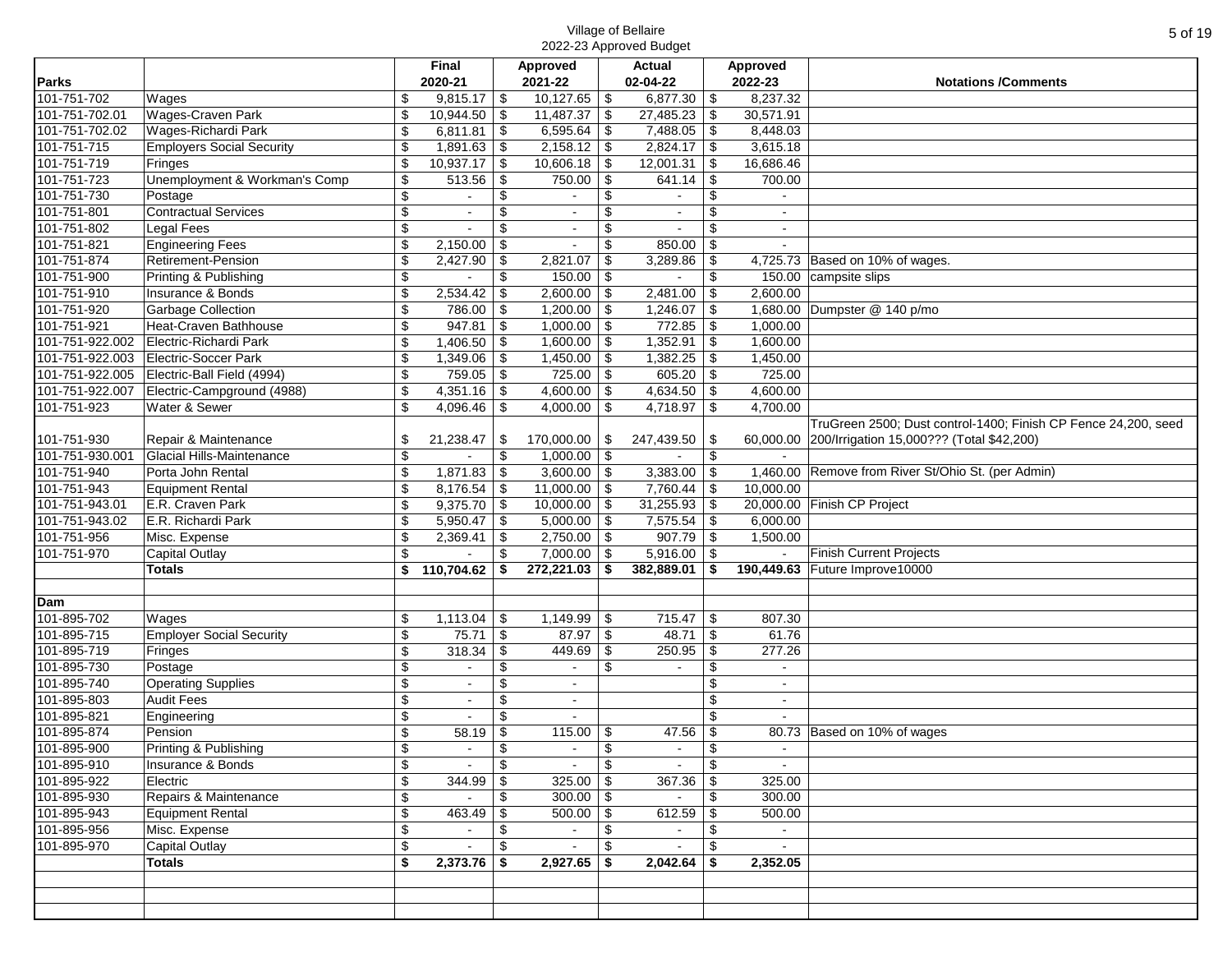Village of Bellaire
2022-23 Approved Budget

| Parks | | Final 2020-21 | Approved 2021-22 | Actual 02-04-22 | Approved 2022-23 | Notations /Comments |
|---|---|---|---|---|---|---|
| 101-751-702 | Wages | $ 9,815.17 | $ 10,127.65 | $ 6,877.30 | $ 8,237.32 | |
| 101-751-702.01 | Wages-Craven Park | $ 10,944.50 | $ 11,487.37 | $ 27,485.23 | $ 30,571.91 | |
| 101-751-702.02 | Wages-Richardi Park | $ 6,811.81 | $ 6,595.64 | $ 7,488.05 | $ 8,448.03 | |
| 101-751-715 | Employers Social Security | $ 1,891.63 | $ 2,158.12 | $ 2,824.17 | $ 3,615.18 | |
| 101-751-719 | Fringes | $ 10,937.17 | $ 10,606.18 | $ 12,001.31 | $ 16,686.46 | |
| 101-751-723 | Unemployment & Workman's Comp | $ 513.56 | $ 750.00 | $ 641.14 | $ 700.00 | |
| 101-751-730 | Postage | $ - | $ - | $ - | $ - | |
| 101-751-801 | Contractual Services | $ - | $ - | $ - | $ - | |
| 101-751-802 | Legal Fees | $ - | $ - | $ - | $ - | |
| 101-751-821 | Engineering Fees | $ 2,150.00 | $ - | $ 850.00 | $ - | |
| 101-751-874 | Retirement-Pension | $ 2,427.90 | $ 2,821.07 | $ 3,289.86 | $ 4,725.73 | Based on 10% of wages. |
| 101-751-900 | Printing & Publishing | $ - | $ 150.00 | $ - | $ 150.00 | campsite slips |
| 101-751-910 | Insurance & Bonds | $ 2,534.42 | $ 2,600.00 | $ 2,481.00 | $ 2,600.00 | |
| 101-751-920 | Garbage Collection | $ 786.00 | $ 1,200.00 | $ 1,246.07 | $ 1,680.00 | Dumpster @ 140 p/mo |
| 101-751-921 | Heat-Craven Bathhouse | $ 947.81 | $ 1,000.00 | $ 772.85 | $ 1,000.00 | |
| 101-751-922.002 | Electric-Richardi Park | $ 1,406.50 | $ 1,600.00 | $ 1,352.91 | $ 1,600.00 | |
| 101-751-922.003 | Electric-Soccer Park | $ 1,349.06 | $ 1,450.00 | $ 1,382.25 | $ 1,450.00 | |
| 101-751-922.005 | Electric-Ball Field (4994) | $ 759.05 | $ 725.00 | $ 605.20 | $ 725.00 | |
| 101-751-922.007 | Electric-Campground (4988) | $ 4,351.16 | $ 4,600.00 | $ 4,634.50 | $ 4,600.00 | |
| 101-751-923 | Water & Sewer | $ 4,096.46 | $ 4,000.00 | $ 4,718.97 | $ 4,700.00 | |
| 101-751-930 | Repair & Maintenance | $ 21,238.47 | $ 170,000.00 | $ 247,439.50 | $ 60,000.00 | TruGreen 2500; Dust control-1400; Finish CP Fence 24,200, seed 200/Irrigation 15,000??? (Total $42,200) |
| 101-751-930.001 | Glacial Hills-Maintenance | $ - | $ 1,000.00 | $ - | $ - | |
| 101-751-940 | Porta John Rental | $ 1,871.83 | $ 3,600.00 | $ 3,383.00 | $ 1,460.00 | Remove from River St/Ohio St. (per Admin) |
| 101-751-943 | Equipment Rental | $ 8,176.54 | $ 11,000.00 | $ 7,760.44 | $ 10,000.00 | |
| 101-751-943.01 | E.R. Craven Park | $ 9,375.70 | $ 10,000.00 | $ 31,255.93 | $ 20,000.00 | Finish CP Project |
| 101-751-943.02 | E.R. Richardi Park | $ 5,950.47 | $ 5,000.00 | $ 7,575.54 | $ 6,000.00 | |
| 101-751-956 | Misc. Expense | $ 2,369.41 | $ 2,750.00 | $ 907.79 | $ 1,500.00 | |
| 101-751-970 | Capital Outlay | $ - | $ 7,000.00 | $ 5,916.00 | $ - | Finish Current Projects |
| | **Totals** | **$ 110,704.62** | **$ 272,221.03** | **$ 382,889.01** | **$ 190,449.63** | Future Improve10000 |
| | | | | | | |
| **Dam** | | | | | | |
| 101-895-702 | Wages | $ 1,113.04 | $ 1,149.99 | $ 715.47 | $ 807.30 | |
| 101-895-715 | Employer Social Security | $ 75.71 | $ 87.97 | $ 48.71 | $ 61.76 | |
| 101-895-719 | Fringes | $ 318.34 | $ 449.69 | $ 250.95 | $ 277.26 | |
| 101-895-730 | Postage | $ - | $ - | $ - | $ - | |
| 101-895-740 | Operating Supplies | $ - | $ - | | $ - | |
| 101-895-803 | Audit Fees | $ - | $ - | | $ - | |
| 101-895-821 | Engineering | $ - | $ - | | $ - | |
| 101-895-874 | Pension | $ 58.19 | $ 115.00 | $ 47.56 | $ 80.73 | Based on 10% of wages |
| 101-895-900 | Printing & Publishing | $ - | $ - | $ - | $ - | |
| 101-895-910 | Insurance & Bonds | $ - | $ - | $ - | $ - | |
| 101-895-922 | Electric | $ 344.99 | $ 325.00 | $ 367.36 | $ 325.00 | |
| 101-895-930 | Repairs & Maintenance | $ - | $ 300.00 | $ - | $ 300.00 | |
| 101-895-943 | Equipment Rental | $ 463.49 | $ 500.00 | $ 612.59 | $ 500.00 | |
| 101-895-956 | Misc. Expense | $ - | $ - | $ - | $ - | |
| 101-895-970 | Capital Outlay | $ - | $ - | $ - | $ - | |
| | **Totals** | **$ 2,373.76** | **$ 2,927.65** | **$ 2,042.64** | **$ 2,352.05** | |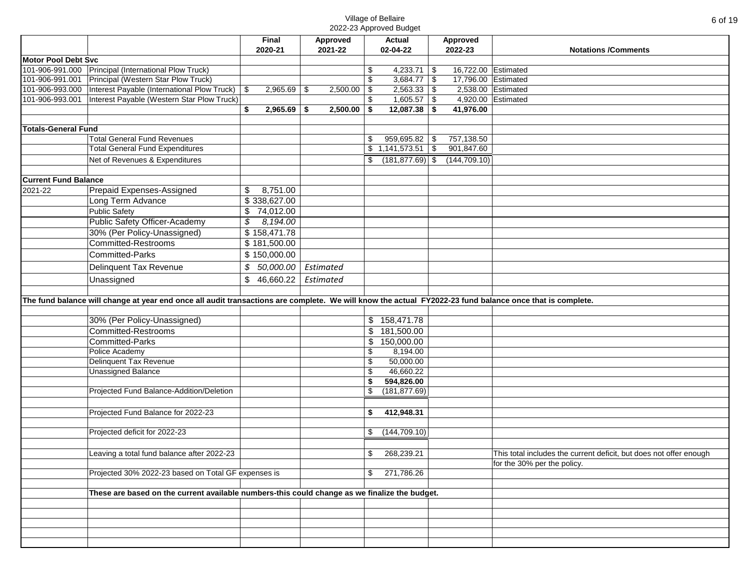Village of Bellaire
2022-23 Approved Budget

| | | Final 2020-21 | Approved 2021-22 | Actual 02-04-22 | Approved 2022-23 | Notations /Comments |
|---|---|---|---|---|---|---|
| **Motor Pool Debt Svc** | | | | | | |
| 101-906-991.000 | Principal (International Plow Truck) | | | $ 4,233.71 | $ 16,722.00 | Estimated |
| 101-906-991.001 | Principal (Western Star Plow Truck) | | | $ 3,684.77 | $ 17,796.00 | Estimated |
| 101-906-993.000 | Interest Payable (International Plow Truck) | $ 2,965.69 | $ 2,500.00 | $ 2,563.33 | $ 2,538.00 | Estimated |
| 101-906-993.001 | Interest Payable (Western Star Plow Truck) | | | $ 1,605.57 | $ 4,920.00 | Estimated |
| | | **$ 2,965.69** | **$ 2,500.00** | **$ 12,087.38** | **$ 41,976.00** | |
| | | | | | | |
| **Totals-General Fund** | | | | | | |
| | Total General Fund Revenues | | | $ 959,695.82 | $ 757,138.50 | |
| | Total General Fund Expenditures | | | $ 1,141,573.51 | $ 901,847.60 | |
| | Net of Revenues & Expenditures | | | $ (181,877.69) | $ (144,709.10) | |
| | | | | | | |
| **Current Fund Balance** | | | | | | |
| 2021-22 | Prepaid Expenses-Assigned | $ 8,751.00 | | | | |
| | Long Term Advance | $ 338,627.00 | | | | |
| | Public Safety | $ 74,012.00 | | | | |
| | Public Safety Officer-Academy | *$ 8,194.00* | | | | |
| | 30% (Per Policy-Unassigned) | $ 158,471.78 | | | | |
| | Committed-Restrooms | $ 181,500.00 | | | | |
| | Committed-Parks | $ 150,000.00 | | | | |
| | Delinquent Tax Revenue | *$ 50,000.00* | *Estimated* | | | |
| | Unassigned | $ 46,660.22 | *Estimated* | | | |
| | | | | | | |
| **The fund balance will change at year end once all audit transactions are complete. We will know the actual FY2022-23 fund balance once that is complete.** | | | | | | |
| | | | | | | |
| | 30% (Per Policy-Unassigned) | | | $ 158,471.78 | | |
| | Committed-Restrooms | | | $ 181,500.00 | | |
| | Committed-Parks | | | $ 150,000.00 | | |
| | Police Academy | | | $ 8,194.00 | | |
| | Delinquent Tax Revenue | | | $ 50,000.00 | | |
| | Unassigned Balance | | | $ 46,660.22 | | |
| | | | | **$ 594,826.00** | | |
| | Projected Fund Balance-Addition/Deletion | | | $ (181,877.69) | | |
| | | | | | | |
| | Projected Fund Balance for 2022-23 | | | **$ 412,948.31** | | |
| | | | | | | |
| | Projected deficit for 2022-23 | | | $ (144,709.10) | | |
| | | | | | | |
| | Leaving a total fund balance after 2022-23 | | | $ 268,239.21 | | This total includes the current deficit, but does not offer enough for the 30% per the policy. |
| | Projected 30% 2022-23 based on Total GF expenses is | | | $ 271,786.26 | | |
| | | | | | | |
| | **These are based on the current available numbers-this could change as we finalize the budget.** | | | | | |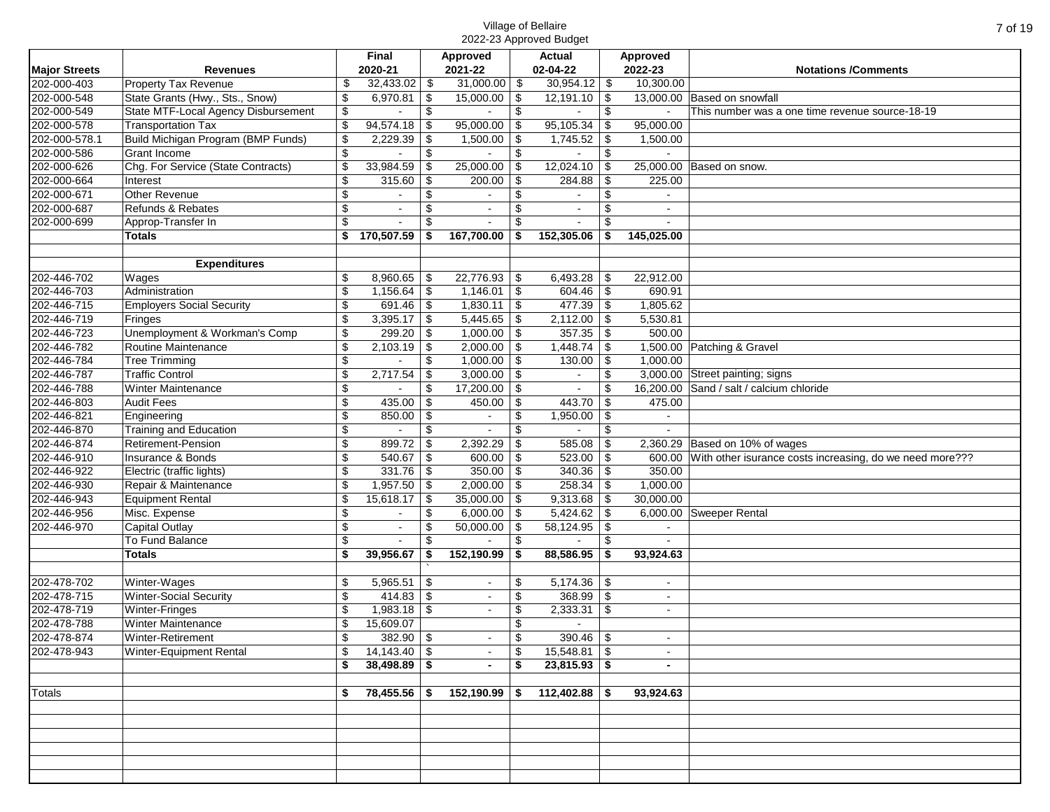Village of Bellaire
2022-23 Approved Budget

| Major Streets | Revenues | Final 2020-21 | Approved 2021-22 | Actual 02-04-22 | Approved 2022-23 | Notations /Comments |
|---|---|---|---|---|---|---|
| 202-000-403 | Property Tax Revenue | $ 32,433.02 | $ 31,000.00 | $ 30,954.12 | $ 10,300.00 | |
| 202-000-548 | State Grants (Hwy., Sts., Snow) | $ 6,970.81 | $ 15,000.00 | $ 12,191.10 | $ 13,000.00 | Based on snowfall |
| 202-000-549 | State MTF-Local Agency Disbursement | $ - | $ - | $ - | $ - | This number was a one time revenue source-18-19 |
| 202-000-578 | Transportation Tax | $ 94,574.18 | $ 95,000.00 | $ 95,105.34 | $ 95,000.00 | |
| 202-000-578.1 | Build Michigan Program (BMP Funds) | $ 2,229.39 | $ 1,500.00 | $ 1,745.52 | $ 1,500.00 | |
| 202-000-586 | Grant Income | $ - | $ - | $ - | $ - | |
| 202-000-626 | Chg. For Service (State Contracts) | $ 33,984.59 | $ 25,000.00 | $ 12,024.10 | $ 25,000.00 | Based on snow. |
| 202-000-664 | Interest | $ 315.60 | $ 200.00 | $ 284.88 | $ 225.00 | |
| 202-000-671 | Other Revenue | $ - | $ - | $ - | $ - | |
| 202-000-687 | Refunds & Rebates | $ - | $ - | $ - | $ - | |
| 202-000-699 | Approp-Transfer In | $ - | $ - | $ - | $ - | |
| | **Totals** | **$ 170,507.59** | **$ 167,700.00** | **$ 152,305.06** | **$ 145,025.00** | |
| | | | | | | |
| | **Expenditures** | | | | | |
| 202-446-702 | Wages | $ 8,960.65 | $ 22,776.93 | $ 6,493.28 | $ 22,912.00 | |
| 202-446-703 | Administration | $ 1,156.64 | $ 1,146.01 | $ 604.46 | $ 690.91 | |
| 202-446-715 | Employers Social Security | $ 691.46 | $ 1,830.11 | $ 477.39 | $ 1,805.62 | |
| 202-446-719 | Fringes | $ 3,395.17 | $ 5,445.65 | $ 2,112.00 | $ 5,530.81 | |
| 202-446-723 | Unemployment & Workman's Comp | $ 299.20 | $ 1,000.00 | $ 357.35 | $ 500.00 | |
| 202-446-782 | Routine Maintenance | $ 2,103.19 | $ 2,000.00 | $ 1,448.74 | $ 1,500.00 | Patching & Gravel |
| 202-446-784 | Tree Trimming | $ - | $ 1,000.00 | $ 130.00 | $ 1,000.00 | |
| 202-446-787 | Traffic Control | $ 2,717.54 | $ 3,000.00 | $ - | $ 3,000.00 | Street painting; signs |
| 202-446-788 | Winter Maintenance | $ - | $ 17,200.00 | $ - | $ 16,200.00 | Sand / salt / calcium chloride |
| 202-446-803 | Audit Fees | $ 435.00 | $ 450.00 | $ 443.70 | $ 475.00 | |
| 202-446-821 | Engineering | $ 850.00 | $ - | $ 1,950.00 | $ - | |
| 202-446-870 | Training and Education | $ - | $ - | $ - | $ - | |
| 202-446-874 | Retirement-Pension | $ 899.72 | $ 2,392.29 | $ 585.08 | $ 2,360.29 | Based on 10% of wages |
| 202-446-910 | Insurance & Bonds | $ 540.67 | $ 600.00 | $ 523.00 | $ 600.00 | With other isurance costs increasing, do we need more??? |
| 202-446-922 | Electric (traffic lights) | $ 331.76 | $ 350.00 | $ 340.36 | $ 350.00 | |
| 202-446-930 | Repair & Maintenance | $ 1,957.50 | $ 2,000.00 | $ 258.34 | $ 1,000.00 | |
| 202-446-943 | Equipment Rental | $ 15,618.17 | $ 35,000.00 | $ 9,313.68 | $ 30,000.00 | |
| 202-446-956 | Misc. Expense | $ - | $ 6,000.00 | $ 5,424.62 | $ 6,000.00 | Sweeper Rental |
| 202-446-970 | Capital Outlay | $ - | $ 50,000.00 | $ 58,124.95 | $ - | |
| | To Fund Balance | $ - | $ - | $ - | $ - | |
| | **Totals** | **$ 39,956.67** | **$ 152,190.99** | **$ 88,586.95** | **$ 93,924.63** | |
| | | | | | | |
| 202-478-702 | Winter-Wages | $ 5,965.51 | $ - | $ 5,174.36 | $ - | |
| 202-478-715 | Winter-Social Security | $ 414.83 | $ - | $ 368.99 | $ - | |
| 202-478-719 | Winter-Fringes | $ 1,983.18 | $ - | $ 2,333.31 | $ - | |
| 202-478-788 | Winter Maintenance | $ 15,609.07 | | $ - | | |
| 202-478-874 | Winter-Retirement | $ 382.90 | $ - | $ 390.46 | $ - | |
| 202-478-943 | Winter-Equipment Rental | $ 14,143.40 | $ - | $ 15,548.81 | $ - | |
| | | **$ 38,498.89** | **$ -** | **$ 23,815.93** | **$ -** | |
| | | | | | | |
| Totals | | **$ 78,455.56** | **$ 152,190.99** | **$ 112,402.88** | **$ 93,924.63** | |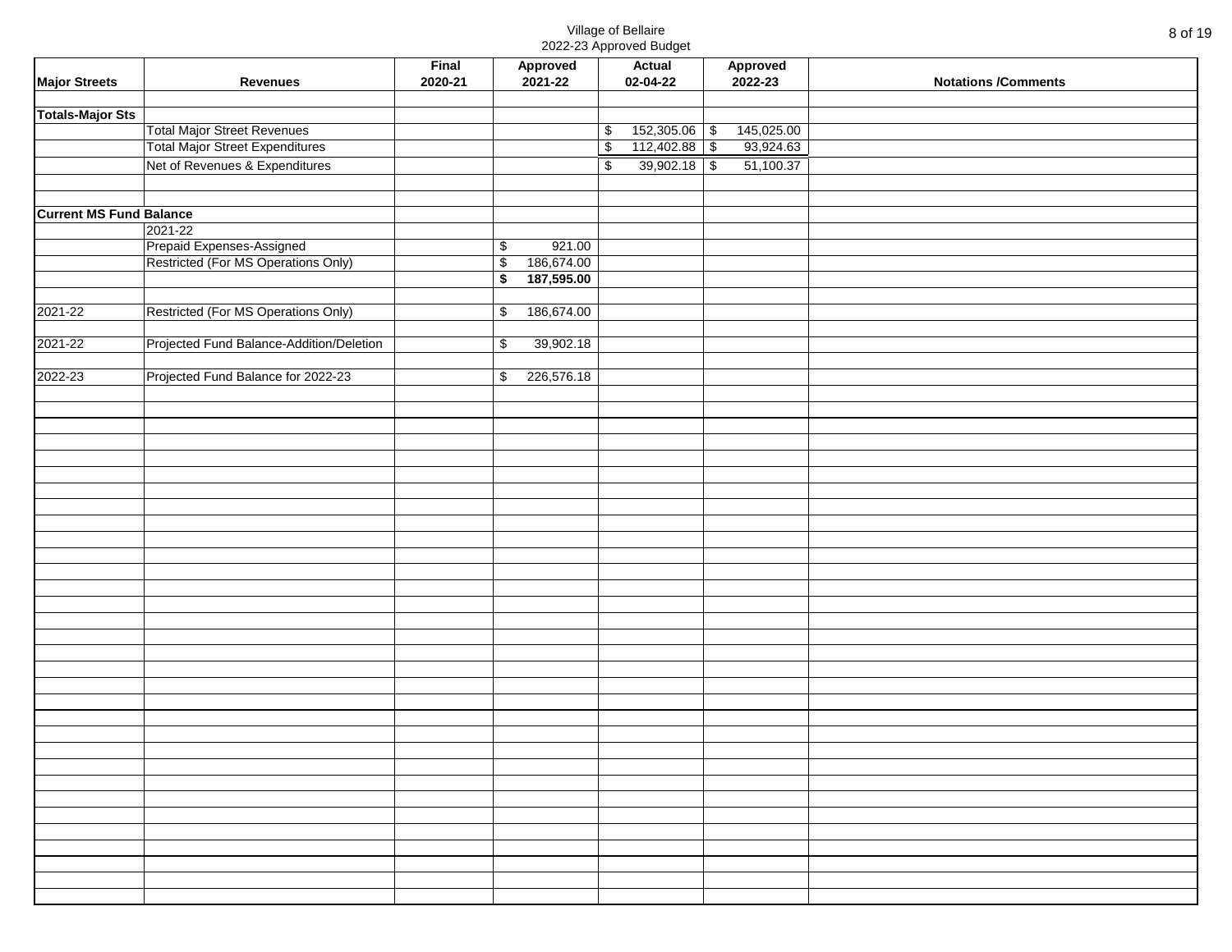Village of Bellaire
2022-23 Approved Budget

| Major Streets | Revenues | Final 2020-21 | Approved 2021-22 | Actual 02-04-22 | Approved 2022-23 | Notations /Comments |
|---|---|---|---|---|---|---|
| | | | | | | |
| **Totals-Major Sts** | | | | | | |
| | Total Major Street Revenues | | | $ 152,305.06 | $ 145,025.00 | |
| | Total Major Street Expenditures | | | $ 112,402.88 | $ 93,924.63 | |
| | Net of Revenues & Expenditures | | | $ 39,902.18 | $ 51,100.37 | |
| | | | | | | |
| | | | | | | |
| **Current MS Fund Balance** | | | | | | |
| | 2021-22 | | | | | |
| | Prepaid Expenses-Assigned | | $ 921.00 | | | |
| | Restricted (For MS Operations Only) | | $ 186,674.00 | | | |
| | | | **$ 187,595.00** | | | |
| | | | | | | |
| 2021-22 | Restricted (For MS Operations Only) | | $ 186,674.00 | | | |
| | | | | | | |
| 2021-22 | Projected Fund Balance-Addition/Deletion | | $ 39,902.18 | | | |
| | | | | | | |
| 2022-23 | Projected Fund Balance for 2022-23 | | $ 226,576.18 | | | |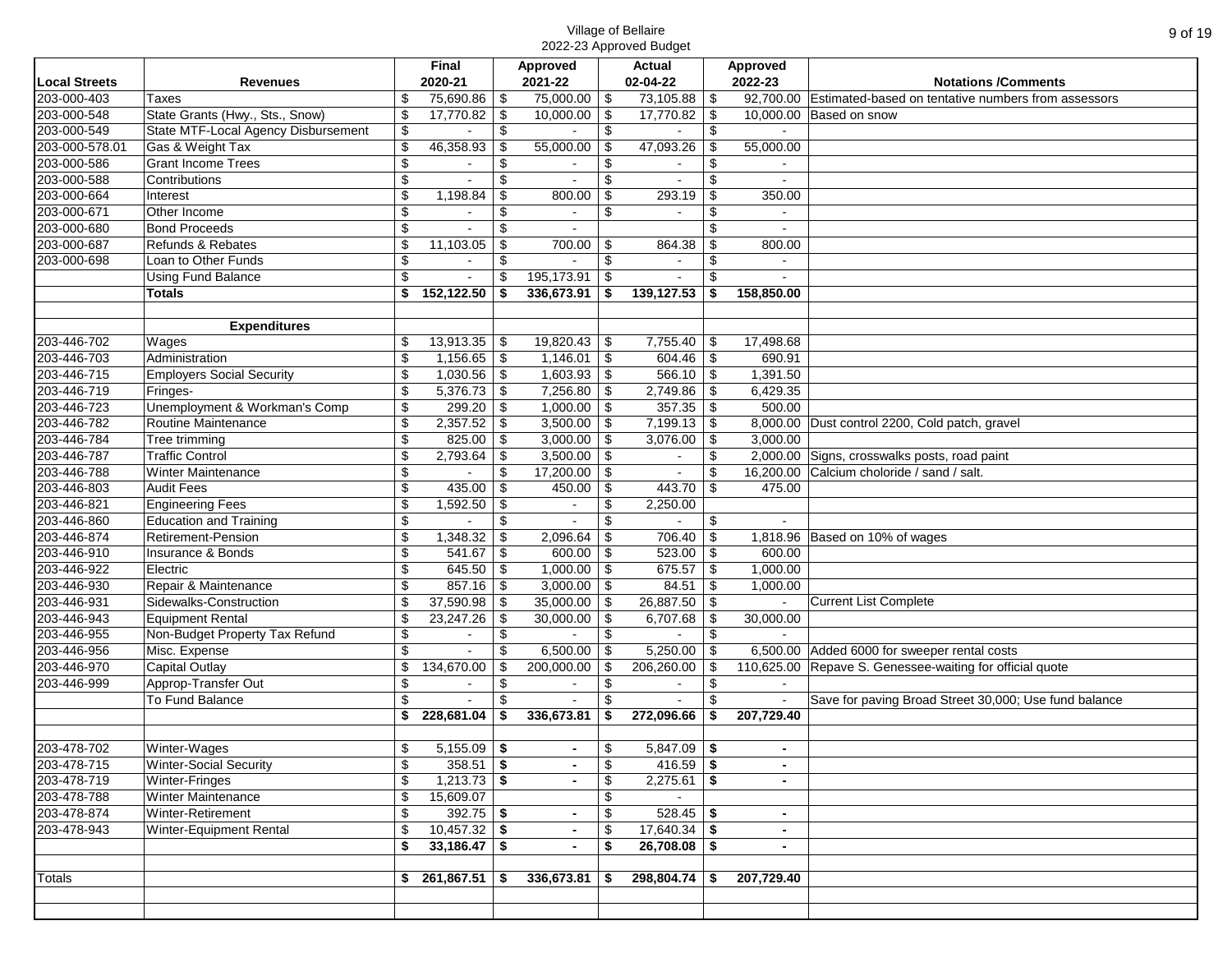Village of Bellaire
2022-23 Approved Budget

| Local Streets | Revenues | Final 2020-21 | Approved 2021-22 | Actual 02-04-22 | Approved 2022-23 | Notations /Comments |
|---|---|---|---|---|---|---|
| 203-000-403 | Taxes | $ 75,690.86 | $ 75,000.00 | $ 73,105.88 | $ 92,700.00 | Estimated-based on tentative numbers from assessors |
| 203-000-548 | State Grants (Hwy., Sts., Snow) | $ 17,770.82 | $ 10,000.00 | $ 17,770.82 | $ 10,000.00 | Based on snow |
| 203-000-549 | State MTF-Local Agency Disbursement | $ - | $ - | $ - | $ - | |
| 203-000-578.01 | Gas & Weight Tax | $ 46,358.93 | $ 55,000.00 | $ 47,093.26 | $ 55,000.00 | |
| 203-000-586 | Grant Income Trees | $ - | $ - | $ - | $ - | |
| 203-000-588 | Contributions | $ - | $ - | $ - | $ - | |
| 203-000-664 | Interest | $ 1,198.84 | $ 800.00 | $ 293.19 | $ 350.00 | |
| 203-000-671 | Other Income | $ - | $ - | $ - | $ - | |
| 203-000-680 | Bond Proceeds | $ - | $ - | | $ - | |
| 203-000-687 | Refunds & Rebates | $ 11,103.05 | $ 700.00 | $ 864.38 | $ 800.00 | |
| 203-000-698 | Loan to Other Funds | $ - | $ - | $ - | $ - | |
| | Using Fund Balance | $ - | $ 195,173.91 | $ - | $ - | |
| | **Totals** | **$ 152,122.50** | **$ 336,673.91** | **$ 139,127.53** | **$ 158,850.00** | |
| | | | | | | |
| | **Expenditures** | | | | | |
| 203-446-702 | Wages | $ 13,913.35 | $ 19,820.43 | $ 7,755.40 | $ 17,498.68 | |
| 203-446-703 | Administration | $ 1,156.65 | $ 1,146.01 | $ 604.46 | $ 690.91 | |
| 203-446-715 | Employers Social Security | $ 1,030.56 | $ 1,603.93 | $ 566.10 | $ 1,391.50 | |
| 203-446-719 | Fringes- | $ 5,376.73 | $ 7,256.80 | $ 2,749.86 | $ 6,429.35 | |
| 203-446-723 | Unemployment & Workman's Comp | $ 299.20 | $ 1,000.00 | $ 357.35 | $ 500.00 | |
| 203-446-782 | Routine Maintenance | $ 2,357.52 | $ 3,500.00 | $ 7,199.13 | $ 8,000.00 | Dust control 2200, Cold patch, gravel |
| 203-446-784 | Tree trimming | $ 825.00 | $ 3,000.00 | $ 3,076.00 | $ 3,000.00 | |
| 203-446-787 | Traffic Control | $ 2,793.64 | $ 3,500.00 | $ - | $ 2,000.00 | Signs, crosswalks posts, road paint |
| 203-446-788 | Winter Maintenance | $ - | $ 17,200.00 | $ - | $ 16,200.00 | Calcium choloride / sand / salt. |
| 203-446-803 | Audit Fees | $ 435.00 | $ 450.00 | $ 443.70 | $ 475.00 | |
| 203-446-821 | Engineering Fees | $ 1,592.50 | $ - | $ 2,250.00 | | |
| 203-446-860 | Education and Training | $ - | $ - | $ - | $ - | |
| 203-446-874 | Retirement-Pension | $ 1,348.32 | $ 2,096.64 | $ 706.40 | $ 1,818.96 | Based on 10% of wages |
| 203-446-910 | Insurance & Bonds | $ 541.67 | $ 600.00 | $ 523.00 | $ 600.00 | |
| 203-446-922 | Electric | $ 645.50 | $ 1,000.00 | $ 675.57 | $ 1,000.00 | |
| 203-446-930 | Repair & Maintenance | $ 857.16 | $ 3,000.00 | $ 84.51 | $ 1,000.00 | |
| 203-446-931 | Sidewalks-Construction | $ 37,590.98 | $ 35,000.00 | $ 26,887.50 | $ - | Current List Complete |
| 203-446-943 | Equipment Rental | $ 23,247.26 | $ 30,000.00 | $ 6,707.68 | $ 30,000.00 | |
| 203-446-955 | Non-Budget Property Tax Refund | $ - | $ - | $ - | $ - | |
| 203-446-956 | Misc. Expense | $ - | $ 6,500.00 | $ 5,250.00 | $ 6,500.00 | Added 6000 for sweeper rental costs |
| 203-446-970 | Capital Outlay | $ 134,670.00 | $ 200,000.00 | $ 206,260.00 | $ 110,625.00 | Repave S. Genessee-waiting for official quote |
| 203-446-999 | Approp-Transfer Out | $ - | $ - | $ - | $ - | |
| | To Fund Balance | $ - | $ - | $ - | $ - | Save for paving Broad Street 30,000; Use fund balance |
| | | **$ 228,681.04** | **$ 336,673.81** | **$ 272,096.66** | **$ 207,729.40** | |
| | | | | | | |
| 203-478-702 | Winter-Wages | $ 5,155.09 | **$ -** | $ 5,847.09 | **$ -** | |
| 203-478-715 | Winter-Social Security | $ 358.51 | **$ -** | $ 416.59 | **$ -** | |
| 203-478-719 | Winter-Fringes | $ 1,213.73 | **$ -** | $ 2,275.61 | **$ -** | |
| 203-478-788 | Winter Maintenance | $ 15,609.07 | | $ - | | |
| 203-478-874 | Winter-Retirement | $ 392.75 | **$ -** | $ 528.45 | **$ -** | |
| 203-478-943 | Winter-Equipment Rental | $ 10,457.32 | **$ -** | $ 17,640.34 | **$ -** | |
| | | **$ 33,186.47** | **$ -** | **$ 26,708.08** | **$ -** | |
| | | | | | | |
| Totals | | **$ 261,867.51** | **$ 336,673.81** | **$ 298,804.74** | **$ 207,729.40** | |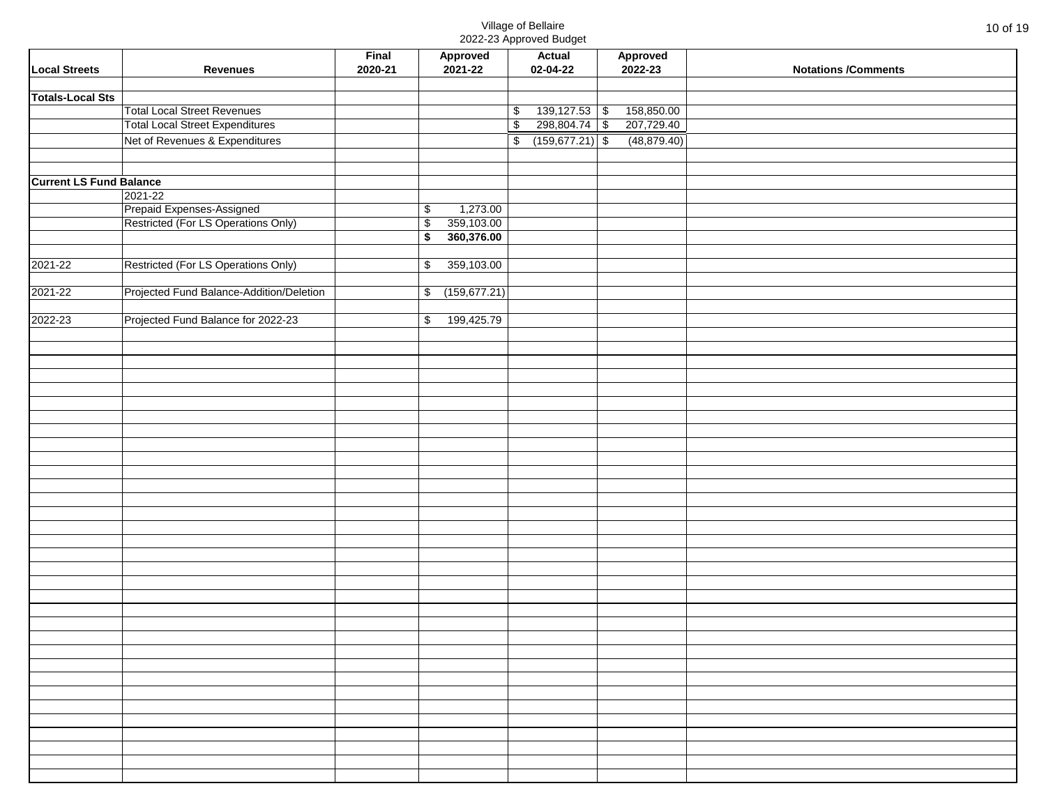Village of Bellaire
2022-23 Approved Budget

| Local Streets | Revenues | Final 2020-21 | Approved 2021-22 | Actual 02-04-22 | Approved 2022-23 | Notations /Comments |
|---|---|---|---|---|---|---|
| | | | | | | |
| **Totals-Local Sts** | | | | | | |
| | Total Local Street Revenues | | | $ 139,127.53 | $ 158,850.00 | |
| | Total Local Street Expenditures | | | $ 298,804.74 | $ 207,729.40 | |
| | Net of Revenues & Expenditures | | | $ (159,677.21) | $ (48,879.40) | |
| | | | | | | |
| | | | | | | |
| **Current LS Fund Balance** | | | | | | |
| | 2021-22 | | | | | |
| | Prepaid Expenses-Assigned | | $ 1,273.00 | | | |
| | Restricted (For LS Operations Only) | | $ 359,103.00 | | | |
| | | | **$ 360,376.00** | | | |
| | | | | | | |
| 2021-22 | Restricted (For LS Operations Only) | | $ 359,103.00 | | | |
| | | | | | | |
| 2021-22 | Projected Fund Balance-Addition/Deletion | | $ (159,677.21) | | | |
| | | | | | | |
| 2022-23 | Projected Fund Balance for 2022-23 | | $ 199,425.79 | | | |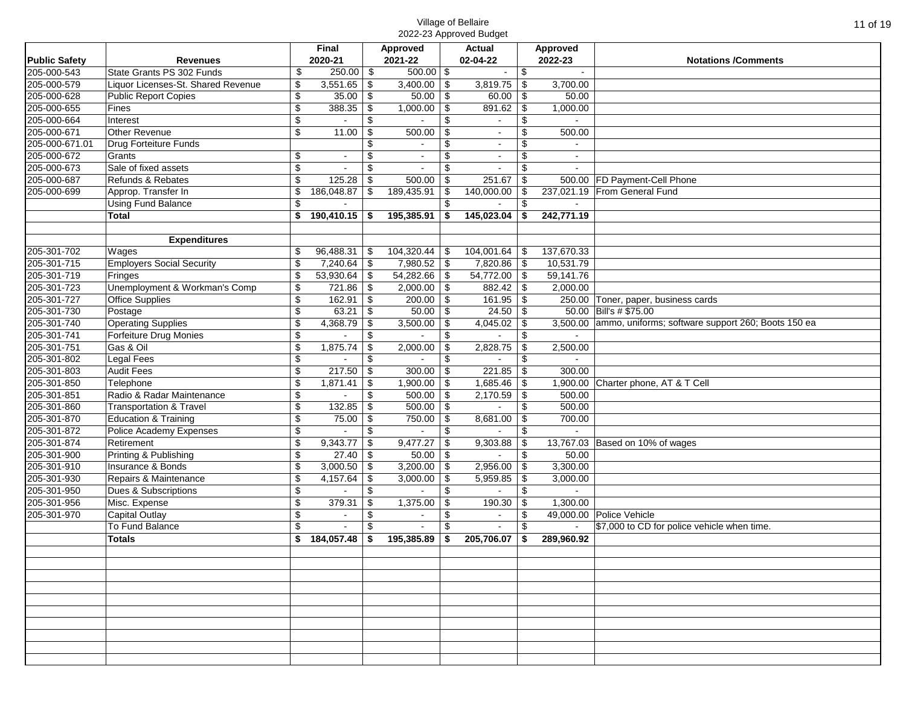Village of Bellaire
2022-23 Approved Budget

| Public Safety | Revenues | Final 2020-21 | Approved 2021-22 | Actual 02-04-22 | Approved 2022-23 | Notations /Comments |
|---|---|---|---|---|---|---|
| 205-000-543 | State Grants PS 302 Funds | $ 250.00 | $ 500.00 | $ - | $ - | |
| 205-000-579 | Liquor Licenses-St. Shared Revenue | $ 3,551.65 | $ 3,400.00 | $ 3,819.75 | $ 3,700.00 | |
| 205-000-628 | Public Report Copies | $ 35.00 | $ 50.00 | $ 60.00 | $ 50.00 | |
| 205-000-655 | Fines | $ 388.35 | $ 1,000.00 | $ 891.62 | $ 1,000.00 | |
| 205-000-664 | Interest | $ - | $ - | $ - | $ - | |
| 205-000-671 | Other Revenue | $ 11.00 | $ 500.00 | $ - | $ 500.00 | |
| 205-000-671.01 | Drug Forfeiture Funds | | $ - | $ - | $ - | |
| 205-000-672 | Grants | $ - | $ - | $ - | $ - | |
| 205-000-673 | Sale of fixed assets | $ - | $ - | $ - | $ - | |
| 205-000-687 | Refunds & Rebates | $ 125.28 | $ 500.00 | $ 251.67 | $ 500.00 | FD Payment-Cell Phone |
| 205-000-699 | Approp. Transfer In | $ 186,048.87 | $ 189,435.91 | $ 140,000.00 | $ 237,021.19 | From General Fund |
| | Using Fund Balance | $ - | | $ - | $ - | |
| | **Total** | **$ 190,410.15** | **$ 195,385.91** | **$ 145,023.04** | **$ 242,771.19** | |
| | | | | | | |
| | **Expenditures** | | | | | |
| 205-301-702 | Wages | $ 96,488.31 | $ 104,320.44 | $ 104,001.64 | $ 137,670.33 | |
| 205-301-715 | Employers Social Security | $ 7,240.64 | $ 7,980.52 | $ 7,820.86 | $ 10,531.79 | |
| 205-301-719 | Fringes | $ 53,930.64 | $ 54,282.66 | $ 54,772.00 | $ 59,141.76 | |
| 205-301-723 | Unemployment & Workman's Comp | $ 721.86 | $ 2,000.00 | $ 882.42 | $ 2,000.00 | |
| 205-301-727 | Office Supplies | $ 162.91 | $ 200.00 | $ 161.95 | $ 250.00 | Toner, paper, business cards |
| 205-301-730 | Postage | $ 63.21 | $ 50.00 | $ 24.50 | $ 50.00 | Bill's # $75.00 |
| 205-301-740 | Operating Supplies | $ 4,368.79 | $ 3,500.00 | $ 4,045.02 | $ 3,500.00 | ammo, uniforms; software support 260; Boots 150 ea |
| 205-301-741 | Forfeiture Drug Monies | $ - | $ - | $ - | $ - | |
| 205-301-751 | Gas & Oil | $ 1,875.74 | $ 2,000.00 | $ 2,828.75 | $ 2,500.00 | |
| 205-301-802 | Legal Fees | $ - | $ - | $ - | $ - | |
| 205-301-803 | Audit Fees | $ 217.50 | $ 300.00 | $ 221.85 | $ 300.00 | |
| 205-301-850 | Telephone | $ 1,871.41 | $ 1,900.00 | $ 1,685.46 | $ 1,900.00 | Charter phone, AT & T Cell |
| 205-301-851 | Radio & Radar Maintenance | $ - | $ 500.00 | $ 2,170.59 | $ 500.00 | |
| 205-301-860 | Transportation & Travel | $ 132.85 | $ 500.00 | $ - | $ 500.00 | |
| 205-301-870 | Education & Training | $ 75.00 | $ 750.00 | $ 8,681.00 | $ 700.00 | |
| 205-301-872 | Police Academy Expenses | $ - | $ - | $ - | $ - | |
| 205-301-874 | Retirement | $ 9,343.77 | $ 9,477.27 | $ 9,303.88 | $ 13,767.03 | Based on 10% of wages |
| 205-301-900 | Printing & Publishing | $ 27.40 | $ 50.00 | $ - | $ 50.00 | |
| 205-301-910 | Insurance & Bonds | $ 3,000.50 | $ 3,200.00 | $ 2,956.00 | $ 3,300.00 | |
| 205-301-930 | Repairs & Maintenance | $ 4,157.64 | $ 3,000.00 | $ 5,959.85 | $ 3,000.00 | |
| 205-301-950 | Dues & Subscriptions | $ - | $ - | $ - | $ - | |
| 205-301-956 | Misc. Expense | $ 379.31 | $ 1,375.00 | $ 190.30 | $ 1,300.00 | |
| 205-301-970 | Capital Outlay | $ - | $ - | $ - | $ 49,000.00 | Police Vehicle |
| | To Fund Balance | $ - | $ - | $ - | $ - | $7,000 to CD for police vehicle when time. |
| | **Totals** | **$ 184,057.48** | **$ 195,385.89** | **$ 205,706.07** | **$ 289,960.92** | |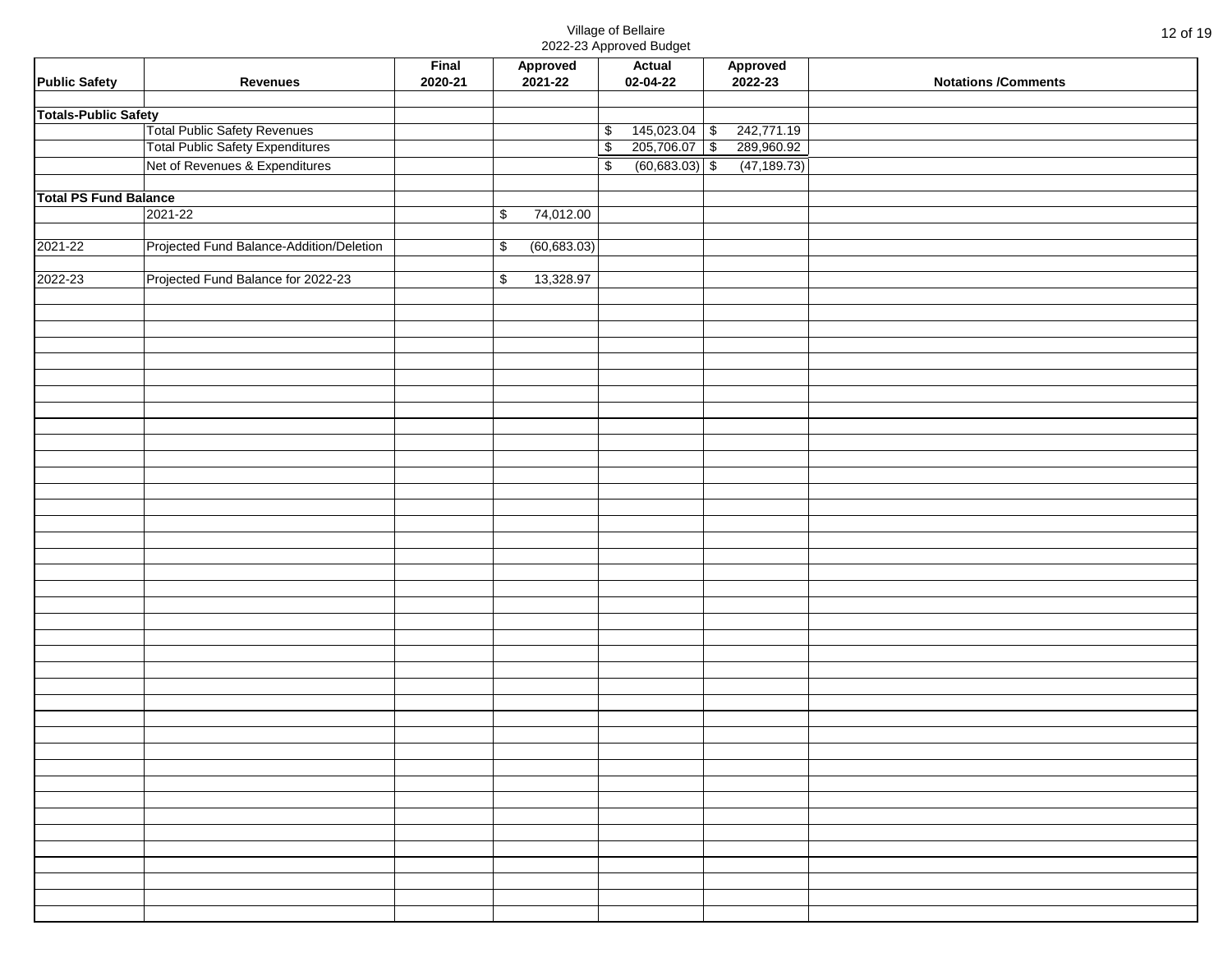Village of Bellaire
2022-23 Approved Budget

| Public Safety | Revenues | Final 2020-21 | Approved 2021-22 | Actual 02-04-22 | Approved 2022-23 | Notations /Comments |
|---|---|---|---|---|---|---|
| | | | | | | |
| **Totals-Public Safety** | | | | | | |
| | Total Public Safety Revenues | | | $ 145,023.04 | $ 242,771.19 | |
| | Total Public Safety Expenditures | | | $ 205,706.07 | $ 289,960.92 | |
| | Net of Revenues & Expenditures | | | $ (60,683.03) | $ (47,189.73) | |
| | | | | | | |
| **Total PS Fund Balance** | | | | | | |
| | 2021-22 | | $ 74,012.00 | | | |
| | | | | | | |
| 2021-22 | Projected Fund Balance-Addition/Deletion | | $ (60,683.03) | | | |
| | | | | | | |
| 2022-23 | Projected Fund Balance for 2022-23 | | $ 13,328.97 | | | |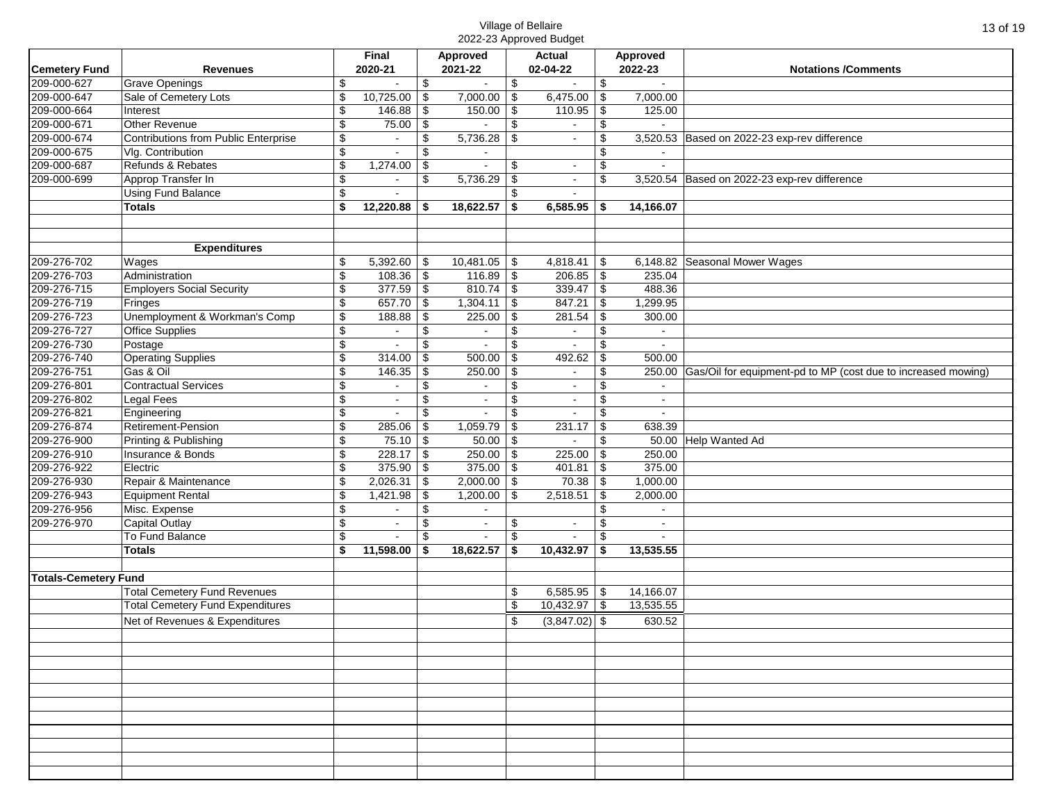Village of Bellaire
2022-23 Approved Budget

| Cemetery Fund | Revenues | Final 2020-21 | Approved 2021-22 | Actual 02-04-22 | Approved 2022-23 | Notations /Comments |
|---|---|---|---|---|---|---|
| 209-000-627 | Grave Openings | $ - | $ - | $ - | $ - | |
| 209-000-647 | Sale of Cemetery Lots | $ 10,725.00 | $ 7,000.00 | $ 6,475.00 | $ 7,000.00 | |
| 209-000-664 | Interest | $ 146.88 | $ 150.00 | $ 110.95 | $ 125.00 | |
| 209-000-671 | Other Revenue | $ 75.00 | $ - | $ - | $ - | |
| 209-000-674 | Contributions from Public Enterprise | $ - | $ 5,736.28 | $ - | $ 3,520.53 | Based on 2022-23 exp-rev difference |
| 209-000-675 | Vlg. Contribution | $ - | $ - | | $ - | |
| 209-000-687 | Refunds & Rebates | $ 1,274.00 | $ - | $ - | $ - | |
| 209-000-699 | Approp Transfer In | $ - | $ 5,736.29 | $ - | $ 3,520.54 | Based on 2022-23 exp-rev difference |
| | Using Fund Balance | $ - | | $ - | | |
| | **Totals** | **$ 12,220.88** | **$ 18,622.57** | **$ 6,585.95** | **$ 14,166.07** | |
| | | | | | | |
| | | | | | | |
| | **Expenditures** | | | | | |
| 209-276-702 | Wages | $ 5,392.60 | $ 10,481.05 | $ 4,818.41 | $ 6,148.82 | Seasonal Mower Wages |
| 209-276-703 | Administration | $ 108.36 | $ 116.89 | $ 206.85 | $ 235.04 | |
| 209-276-715 | Employers Social Security | $ 377.59 | $ 810.74 | $ 339.47 | $ 488.36 | |
| 209-276-719 | Fringes | $ 657.70 | $ 1,304.11 | $ 847.21 | $ 1,299.95 | |
| 209-276-723 | Unemployment & Workman's Comp | $ 188.88 | $ 225.00 | $ 281.54 | $ 300.00 | |
| 209-276-727 | Office Supplies | $ - | $ - | $ - | $ - | |
| 209-276-730 | Postage | $ - | $ - | $ - | $ - | |
| 209-276-740 | Operating Supplies | $ 314.00 | $ 500.00 | $ 492.62 | $ 500.00 | |
| 209-276-751 | Gas & Oil | $ 146.35 | $ 250.00 | $ - | $ 250.00 | Gas/Oil for equipment-pd to MP (cost due to increased mowing) |
| 209-276-801 | Contractual Services | $ - | $ - | $ - | $ - | |
| 209-276-802 | Legal Fees | $ - | $ - | $ - | $ - | |
| 209-276-821 | Engineering | $ - | $ - | $ - | $ - | |
| 209-276-874 | Retirement-Pension | $ 285.06 | $ 1,059.79 | $ 231.17 | $ 638.39 | |
| 209-276-900 | Printing & Publishing | $ 75.10 | $ 50.00 | $ - | $ 50.00 | Help Wanted Ad |
| 209-276-910 | Insurance & Bonds | $ 228.17 | $ 250.00 | $ 225.00 | $ 250.00 | |
| 209-276-922 | Electric | $ 375.90 | $ 375.00 | $ 401.81 | $ 375.00 | |
| 209-276-930 | Repair & Maintenance | $ 2,026.31 | $ 2,000.00 | $ 70.38 | $ 1,000.00 | |
| 209-276-943 | Equipment Rental | $ 1,421.98 | $ 1,200.00 | $ 2,518.51 | $ 2,000.00 | |
| 209-276-956 | Misc. Expense | $ - | $ - | | $ - | |
| 209-276-970 | Capital Outlay | $ - | $ - | $ - | $ - | |
| | To Fund Balance | $ - | $ - | $ - | $ - | |
| | **Totals** | **$ 11,598.00** | **$ 18,622.57** | **$ 10,432.97** | **$ 13,535.55** | |
| | | | | | | |
| **Totals-Cemetery Fund** | | | | | | |
| | Total Cemetery Fund Revenues | | | $ 6,585.95 | $ 14,166.07 | |
| | Total Cemetery Fund Expenditures | | | $ 10,432.97 | $ 13,535.55 | |
| | Net of Revenues & Expenditures | | | $ (3,847.02) | $ 630.52 | |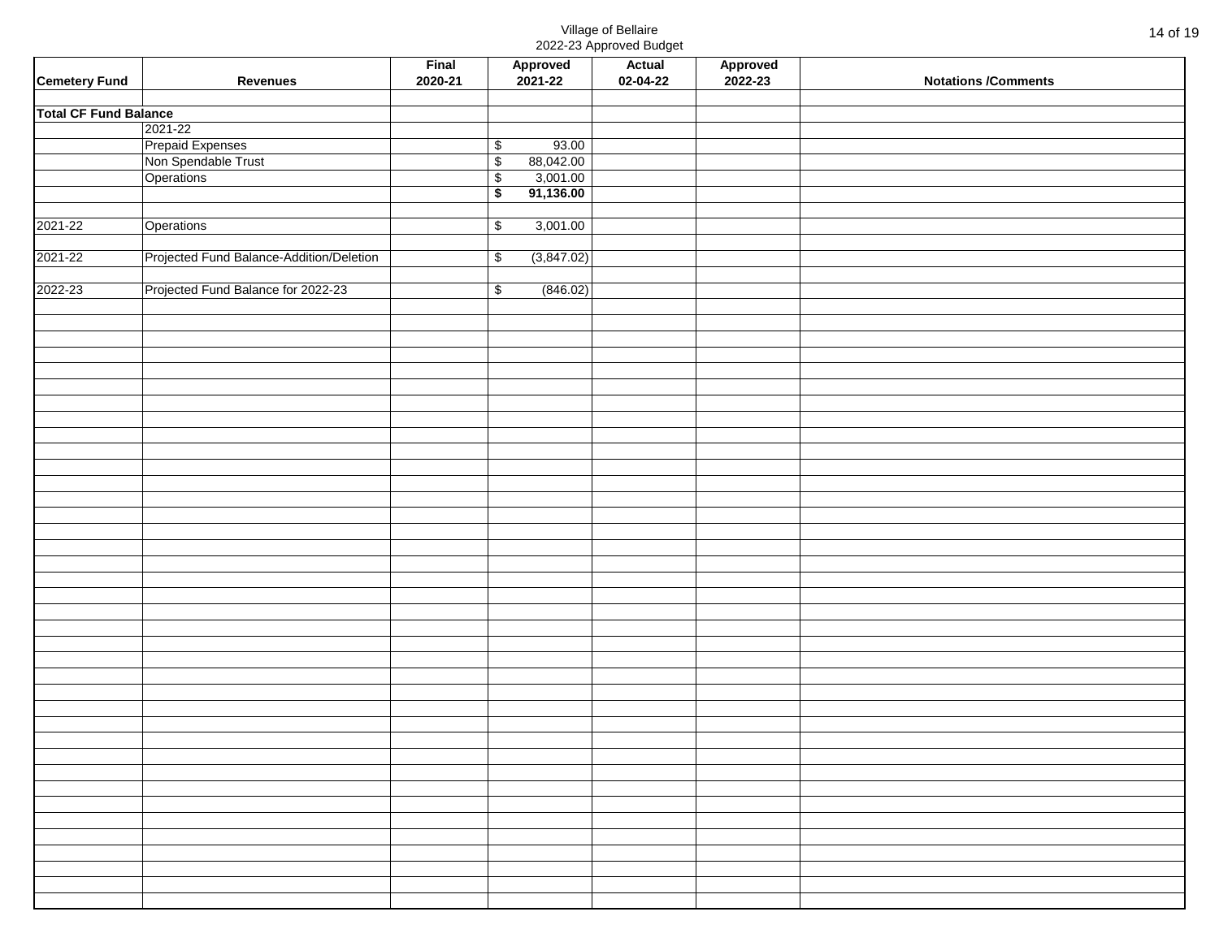Village of Bellaire
2022-23 Approved Budget

| Cemetery Fund | Revenues | Final 2020-21 | Approved 2021-22 | Actual 02-04-22 | Approved 2022-23 | Notations /Comments |
|---|---|---|---|---|---|---|
| | | | | | | |
| **Total CF Fund Balance** | | | | | | |
| | 2021-22 | | | | | |
| | Prepaid Expenses | | $ 93.00 | | | |
| | Non Spendable Trust | | $ 88,042.00 | | | |
| | Operations | | $ 3,001.00 | | | |
| | | | **$ 91,136.00** | | | |
| | | | | | | |
| 2021-22 | Operations | | $ 3,001.00 | | | |
| | | | | | | |
| 2021-22 | Projected Fund Balance-Addition/Deletion | | $ (3,847.02) | | | |
| | | | | | | |
| 2022-23 | Projected Fund Balance for 2022-23 | | $ (846.02) | | | |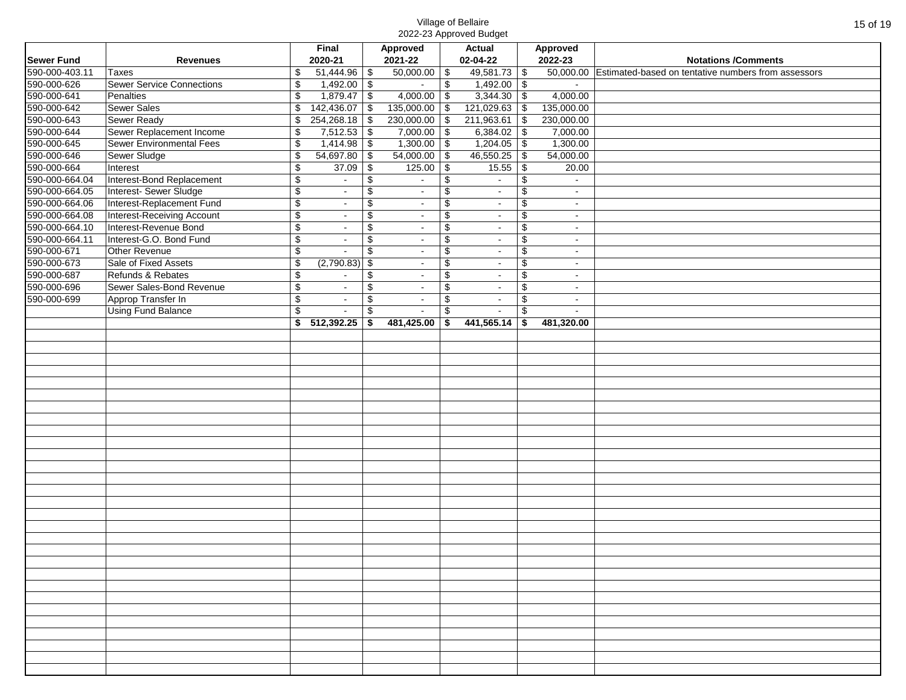Village of Bellaire
2022-23 Approved Budget

| Sewer Fund | Revenues | Final 2020-21 | Approved 2021-22 | Actual 02-04-22 | Approved 2022-23 | Notations /Comments |
|---|---|---|---|---|---|---|
| 590-000-403.11 | Taxes | $ 51,444.96 | $ 50,000.00 | $ 49,581.73 | $ 50,000.00 | Estimated-based on tentative numbers from assessors |
| 590-000-626 | Sewer Service Connections | $ 1,492.00 | $ - | $ 1,492.00 | $ - | |
| 590-000-641 | Penalties | $ 1,879.47 | $ 4,000.00 | $ 3,344.30 | $ 4,000.00 | |
| 590-000-642 | Sewer Sales | $ 142,436.07 | $ 135,000.00 | $ 121,029.63 | $ 135,000.00 | |
| 590-000-643 | Sewer Ready | $ 254,268.18 | $ 230,000.00 | $ 211,963.61 | $ 230,000.00 | |
| 590-000-644 | Sewer Replacement Income | $ 7,512.53 | $ 7,000.00 | $ 6,384.02 | $ 7,000.00 | |
| 590-000-645 | Sewer Environmental Fees | $ 1,414.98 | $ 1,300.00 | $ 1,204.05 | $ 1,300.00 | |
| 590-000-646 | Sewer Sludge | $ 54,697.80 | $ 54,000.00 | $ 46,550.25 | $ 54,000.00 | |
| 590-000-664 | Interest | $ 37.09 | $ 125.00 | $ 15.55 | $ 20.00 | |
| 590-000-664.04 | Interest-Bond Replacement | $ - | $ - | $ - | $ - | |
| 590-000-664.05 | Interest- Sewer Sludge | $ - | $ - | $ - | $ - | |
| 590-000-664.06 | Interest-Replacement Fund | $ - | $ - | $ - | $ - | |
| 590-000-664.08 | Interest-Receiving Account | $ - | $ - | $ - | $ - | |
| 590-000-664.10 | Interest-Revenue Bond | $ - | $ - | $ - | $ - | |
| 590-000-664.11 | Interest-G.O. Bond Fund | $ - | $ - | $ - | $ - | |
| 590-000-671 | Other Revenue | $ - | $ - | $ - | $ - | |
| 590-000-673 | Sale of Fixed Assets | $ (2,790.83) | $ - | $ - | $ - | |
| 590-000-687 | Refunds & Rebates | $ - | $ - | $ - | $ - | |
| 590-000-696 | Sewer Sales-Bond Revenue | $ - | $ - | $ - | $ - | |
| 590-000-699 | Approp Transfer In | $ - | $ - | $ - | $ - | |
| | Using Fund Balance | $ - | $ - | $ - | $ - | |
| | | **$ 512,392.25** | **$ 481,425.00** | **$ 441,565.14** | **$ 481,320.00** | |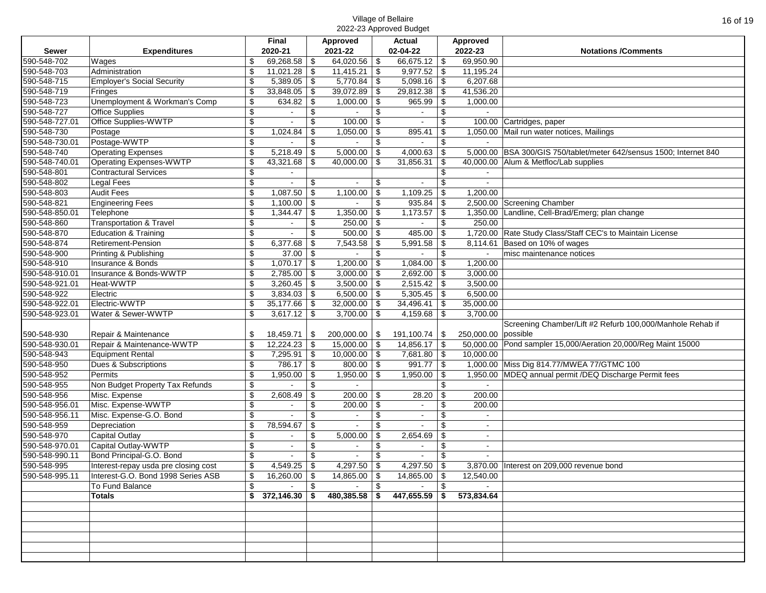# Village of Bellaire
## 2022-23 Approved Budget

| Sewer | Expenditures | Final 2020-21 | Approved 2021-22 | Actual 02-04-22 | Approved 2022-23 | Notations /Comments |
|---|---|---|---|---|---|---|
| 590-548-702 | Wages | $ 69,268.58 | $ 64,020.56 | $ 66,675.12 | $ 69,950.90 | |
| 590-548-703 | Administration | $ 11,021.28 | $ 11,415.21 | $ 9,977.52 | $ 11,195.24 | |
| 590-548-715 | Employer's Social Security | $ 5,389.05 | $ 5,770.84 | $ 5,098.16 | $ 6,207.68 | |
| 590-548-719 | Fringes | $ 33,848.05 | $ 39,072.89 | $ 29,812.38 | $ 41,536.20 | |
| 590-548-723 | Unemployment & Workman's Comp | $ 634.82 | $ 1,000.00 | $ 965.99 | $ 1,000.00 | |
| 590-548-727 | Office Supplies | $ - | $ - | $ - | $ - | |
| 590-548-727.01 | Office Supplies-WWTP | $ - | $ 100.00 | $ - | $ 100.00 | Cartridges, paper |
| 590-548-730 | Postage | $ 1,024.84 | $ 1,050.00 | $ 895.41 | $ 1,050.00 | Mail run water notices, Mailings |
| 590-548-730.01 | Postage-WWTP | $ - | $ - | $ - | $ - | |
| 590-548-740 | Operating Expenses | $ 5,218.49 | $ 5,000.00 | $ 4,000.63 | $ 5,000.00 | BSA 300/GIS 750/tablet/meter 642/sensus 1500; Internet 840 |
| 590-548-740.01 | Operating Expenses-WWTP | $ 43,321.68 | $ 40,000.00 | $ 31,856.31 | $ 40,000.00 | Alum & Metfloc/Lab supplies |
| 590-548-801 | Contractural Services | $ - | | | $ - | |
| 590-548-802 | Legal Fees | $ - | $ - | $ - | $ - | |
| 590-548-803 | Audit Fees | $ 1,087.50 | $ 1,100.00 | $ 1,109.25 | $ 1,200.00 | |
| 590-548-821 | Engineering Fees | $ 1,100.00 | $ - | $ 935.84 | $ 2,500.00 | Screening Chamber |
| 590-548-850.01 | Telephone | $ 1,344.47 | $ 1,350.00 | $ 1,173.57 | $ 1,350.00 | Landline, Cell-Brad/Emerg; plan change |
| 590-548-860 | Transportation & Travel | $ - | $ 250.00 | $ - | $ 250.00 | |
| 590-548-870 | Education & Training | $ - | $ 500.00 | $ 485.00 | $ 1,720.00 | Rate Study Class/Staff CEC's to Maintain License |
| 590-548-874 | Retirement-Pension | $ 6,377.68 | $ 7,543.58 | $ 5,991.58 | $ 8,114.61 | Based on 10% of wages |
| 590-548-900 | Printing & Publishing | $ 37.00 | $ - | $ - | $ - | misc maintenance notices |
| 590-548-910 | Insurance & Bonds | $ 1,070.17 | $ 1,200.00 | $ 1,084.00 | $ 1,200.00 | |
| 590-548-910.01 | Insurance & Bonds-WWTP | $ 2,785.00 | $ 3,000.00 | $ 2,692.00 | $ 3,000.00 | |
| 590-548-921.01 | Heat-WWTP | $ 3,260.45 | $ 3,500.00 | $ 2,515.42 | $ 3,500.00 | |
| 590-548-922 | Electric | $ 3,834.03 | $ 6,500.00 | $ 5,305.45 | $ 6,500.00 | |
| 590-548-922.01 | Electric-WWTP | $ 35,177.66 | $ 32,000.00 | $ 34,496.41 | $ 35,000.00 | |
| 590-548-923.01 | Water & Sewer-WWTP | $ 3,617.12 | $ 3,700.00 | $ 4,159.68 | $ 3,700.00 | |
| 590-548-930 | Repair & Maintenance | $ 18,459.71 | $ 200,000.00 | $ 191,100.74 | $ 250,000.00 | Screening Chamber/Lift #2 Refurb 100,000/Manhole Rehab if possible |
| 590-548-930.01 | Repair & Maintenance-WWTP | $ 12,224.23 | $ 15,000.00 | $ 14,856.17 | $ 50,000.00 | Pond sampler 15,000/Aeration 20,000/Reg Maint 15000 |
| 590-548-943 | Equipment Rental | $ 7,295.91 | $ 10,000.00 | $ 7,681.80 | $ 10,000.00 | |
| 590-548-950 | Dues & Subscriptions | $ 786.17 | $ 800.00 | $ 991.77 | $ 1,000.00 | Miss Dig 814.77/MWEA 77/GTMC 100 |
| 590-548-952 | Permits | $ 1,950.00 | $ 1,950.00 | $ 1,950.00 | $ 1,950.00 | MDEQ annual permit /DEQ Discharge Permit fees |
| 590-548-955 | Non Budget Property Tax Refunds | $ - | $ - | | $ - | |
| 590-548-956 | Misc. Expense | $ 2,608.49 | $ 200.00 | $ 28.20 | $ 200.00 | |
| 590-548-956.01 | Misc. Expense-WWTP | $ - | $ 200.00 | $ - | $ 200.00 | |
| 590-548-956.11 | Misc. Expense-G.O. Bond | $ - | $ - | $ - | $ - | |
| 590-548-959 | Depreciation | $ 78,594.67 | $ - | $ - | $ - | |
| 590-548-970 | Capital Outlay | $ - | $ 5,000.00 | $ 2,654.69 | $ - | |
| 590-548-970.01 | Capital Outlay-WWTP | $ - | $ - | $ - | $ - | |
| 590-548-990.11 | Bond Principal-G.O. Bond | $ - | $ - | $ - | $ - | |
| 590-548-995 | Interest-repay usda pre closing cost | $ 4,549.25 | $ 4,297.50 | $ 4,297.50 | $ 3,870.00 | Interest on 209,000 revenue bond |
| 590-548-995.11 | Interest-G.O. Bond 1998 Series ASB | $ 16,260.00 | $ 14,865.00 | $ 14,865.00 | $ 12,540.00 | |
| | To Fund Balance | $ - | $ - | $ - | $ - | |
| | **Totals** | **$ 372,146.30** | **$ 480,385.58** | **$ 447,655.59** | **$ 573,834.64** | |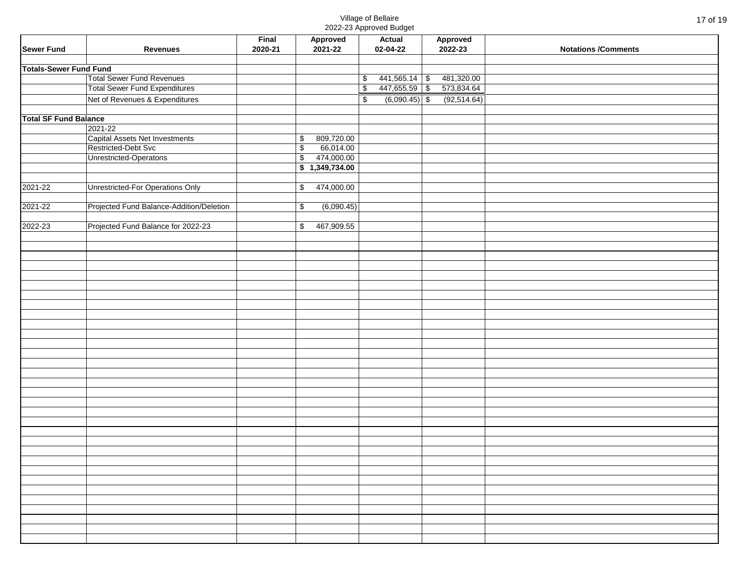Village of Bellaire
2022-23 Approved Budget

| Sewer Fund | Revenues | Final 2020-21 | Approved 2021-22 | Actual 02-04-22 | Approved 2022-23 | Notations /Comments |
|---|---|---|---|---|---|---|
| | | | | | | |
| **Totals-Sewer Fund Fund** | | | | | | |
| | Total Sewer Fund Revenues | | | $ 441,565.14 | $ 481,320.00 | |
| | Total Sewer Fund Expenditures | | | $ 447,655.59 | $ 573,834.64 | |
| | Net of Revenues & Expenditures | | | $ (6,090.45) | $ (92,514.64) | |
| | | | | | | |
| **Total SF Fund Balance** | | | | | | |
| | 2021-22 | | | | | |
| | Capital Assets Net Investments | | $ 809,720.00 | | | |
| | Restricted-Debt Svc | | $ 66,014.00 | | | |
| | Unrestricted-Operatons | | $ 474,000.00 | | | |
| | | | **$ 1,349,734.00** | | | |
| | | | | | | |
| 2021-22 | Unrestricted-For Operations Only | | $ 474,000.00 | | | |
| | | | | | | |
| 2021-22 | Projected Fund Balance-Addition/Deletion | | $ (6,090.45) | | | |
| | | | | | | |
| 2022-23 | Projected Fund Balance for 2022-23 | | $ 467,909.55 | | | |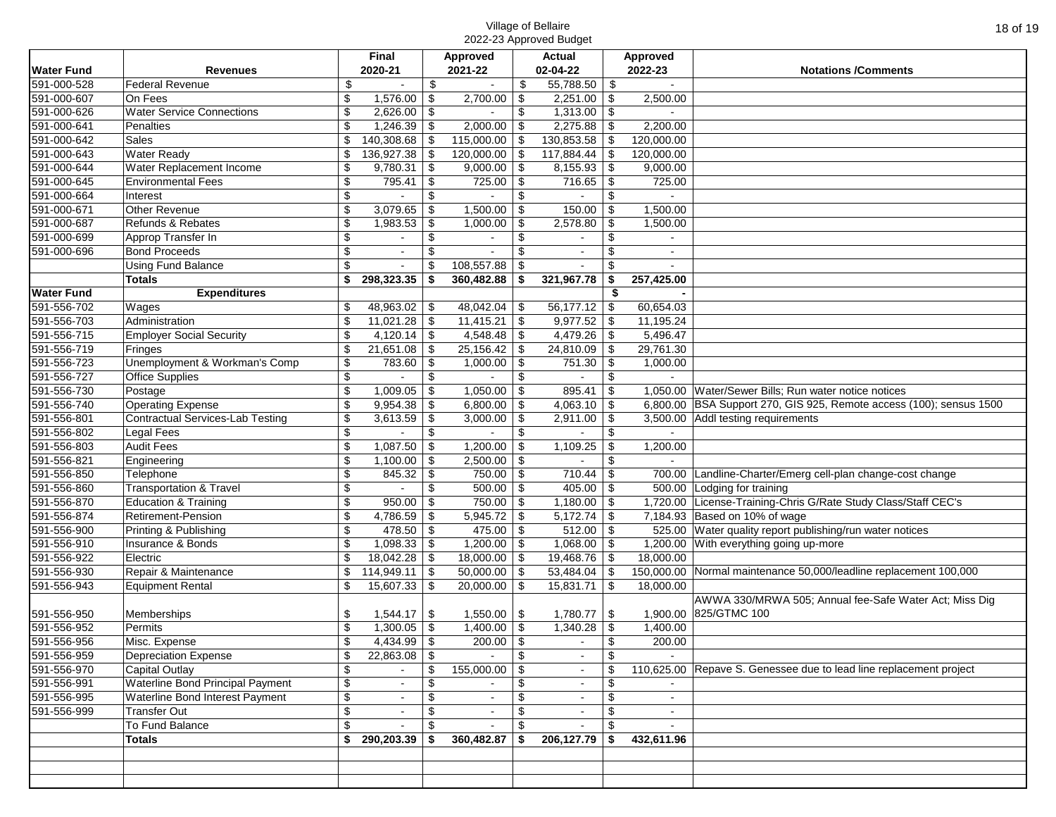Village of Bellaire
2022-23 Approved Budget

| Water Fund | Revenues | Final 2020-21 | Approved 2021-22 | Actual 02-04-22 | Approved 2022-23 | Notations /Comments |
|---|---|---|---|---|---|---|
| 591-000-528 | Federal Revenue | $ - | $ - | $ 55,788.50 | $ - | |
| 591-000-607 | On Fees | $ 1,576.00 | $ 2,700.00 | $ 2,251.00 | $ 2,500.00 | |
| 591-000-626 | Water Service Connections | $ 2,626.00 | $ - | $ 1,313.00 | $ - | |
| 591-000-641 | Penalties | $ 1,246.39 | $ 2,000.00 | $ 2,275.88 | $ 2,200.00 | |
| 591-000-642 | Sales | $ 140,308.68 | $ 115,000.00 | $ 130,853.58 | $ 120,000.00 | |
| 591-000-643 | Water Ready | $ 136,927.38 | $ 120,000.00 | $ 117,884.44 | $ 120,000.00 | |
| 591-000-644 | Water Replacement Income | $ 9,780.31 | $ 9,000.00 | $ 8,155.93 | $ 9,000.00 | |
| 591-000-645 | Environmental Fees | $ 795.41 | $ 725.00 | $ 716.65 | $ 725.00 | |
| 591-000-664 | Interest | $ - | $ - | $ - | $ - | |
| 591-000-671 | Other Revenue | $ 3,079.65 | $ 1,500.00 | $ 150.00 | $ 1,500.00 | |
| 591-000-687 | Refunds & Rebates | $ 1,983.53 | $ 1,000.00 | $ 2,578.80 | $ 1,500.00 | |
| 591-000-699 | Approp Transfer In | $ - | $ - | $ - | $ - | |
| 591-000-696 | Bond Proceeds | $ - | $ - | $ - | $ - | |
| | Using Fund Balance | $ - | $ 108,557.88 | $ - | $ - | |
| | **Totals** | **$ 298,323.35** | **$ 360,482.88** | **$ 321,967.78** | **$ 257,425.00** | |
| **Water Fund** | **Expenditures** | | | | **$ -** | |
| 591-556-702 | Wages | $ 48,963.02 | $ 48,042.04 | $ 56,177.12 | $ 60,654.03 | |
| 591-556-703 | Administration | $ 11,021.28 | $ 11,415.21 | $ 9,977.52 | $ 11,195.24 | |
| 591-556-715 | Employer Social Security | $ 4,120.14 | $ 4,548.48 | $ 4,479.26 | $ 5,496.47 | |
| 591-556-719 | Fringes | $ 21,651.08 | $ 25,156.42 | $ 24,810.09 | $ 29,761.30 | |
| 591-556-723 | Unemployment & Workman's Comp | $ 783.60 | $ 1,000.00 | $ 751.30 | $ 1,000.00 | |
| 591-556-727 | Office Supplies | $ - | $ - | $ - | $ - | |
| 591-556-730 | Postage | $ 1,009.05 | $ 1,050.00 | $ 895.41 | $ 1,050.00 | Water/Sewer Bills; Run water notice notices |
| 591-556-740 | Operating Expense | $ 9,954.38 | $ 6,800.00 | $ 4,063.10 | $ 6,800.00 | BSA Support 270, GIS 925, Remote access (100); sensus 1500 |
| 591-556-801 | Contractual Services-Lab Testing | $ 3,613.59 | $ 3,000.00 | $ 2,911.00 | $ 3,500.00 | Addl testing requirements |
| 591-556-802 | Legal Fees | $ - | $ - | $ - | $ - | |
| 591-556-803 | Audit Fees | $ 1,087.50 | $ 1,200.00 | $ 1,109.25 | $ 1,200.00 | |
| 591-556-821 | Engineering | $ 1,100.00 | $ 2,500.00 | $ - | $ - | |
| 591-556-850 | Telephone | $ 845.32 | $ 750.00 | $ 710.44 | $ 700.00 | Landline-Charter/Emerg cell-plan change-cost change |
| 591-556-860 | Transportation & Travel | $ - | $ 500.00 | $ 405.00 | $ 500.00 | Lodging for training |
| 591-556-870 | Education & Training | $ 950.00 | $ 750.00 | $ 1,180.00 | $ 1,720.00 | License-Training-Chris G/Rate Study Class/Staff CEC's |
| 591-556-874 | Retirement-Pension | $ 4,786.59 | $ 5,945.72 | $ 5,172.74 | $ 7,184.93 | Based on 10% of wage |
| 591-556-900 | Printing & Publishing | $ 478.50 | $ 475.00 | $ 512.00 | $ 525.00 | Water quality report publishing/run water notices |
| 591-556-910 | Insurance & Bonds | $ 1,098.33 | $ 1,200.00 | $ 1,068.00 | $ 1,200.00 | With everything going up-more |
| 591-556-922 | Electric | $ 18,042.28 | $ 18,000.00 | $ 19,468.76 | $ 18,000.00 | |
| 591-556-930 | Repair & Maintenance | $ 114,949.11 | $ 50,000.00 | $ 53,484.04 | $ 150,000.00 | Normal maintenance 50,000/leadline replacement 100,000 |
| 591-556-943 | Equipment Rental | $ 15,607.33 | $ 20,000.00 | $ 15,831.71 | $ 18,000.00 | |
| 591-556-950 | Memberships | $ 1,544.17 | $ 1,550.00 | $ 1,780.77 | $ 1,900.00 | AWWA 330/MRWA 505; Annual fee-Safe Water Act; Miss Dig 825/GTMC 100 |
| 591-556-952 | Permits | $ 1,300.05 | $ 1,400.00 | $ 1,340.28 | $ 1,400.00 | |
| 591-556-956 | Misc. Expense | $ 4,434.99 | $ 200.00 | $ - | $ 200.00 | |
| 591-556-959 | Depreciation Expense | $ 22,863.08 | $ - | $ - | $ - | |
| 591-556-970 | Capital Outlay | $ - | $ 155,000.00 | $ - | $ 110,625.00 | Repave S. Genessee due to lead line replacement project |
| 591-556-991 | Waterline Bond Principal Payment | $ - | $ - | $ - | $ - | |
| 591-556-995 | Waterline Bond Interest Payment | $ - | $ - | $ - | $ - | |
| 591-556-999 | Transfer Out | $ - | $ - | $ - | $ - | |
| | To Fund Balance | $ - | $ - | $ - | $ - | |
| | **Totals** | **$ 290,203.39** | **$ 360,482.87** | **$ 206,127.79** | **$ 432,611.96** | |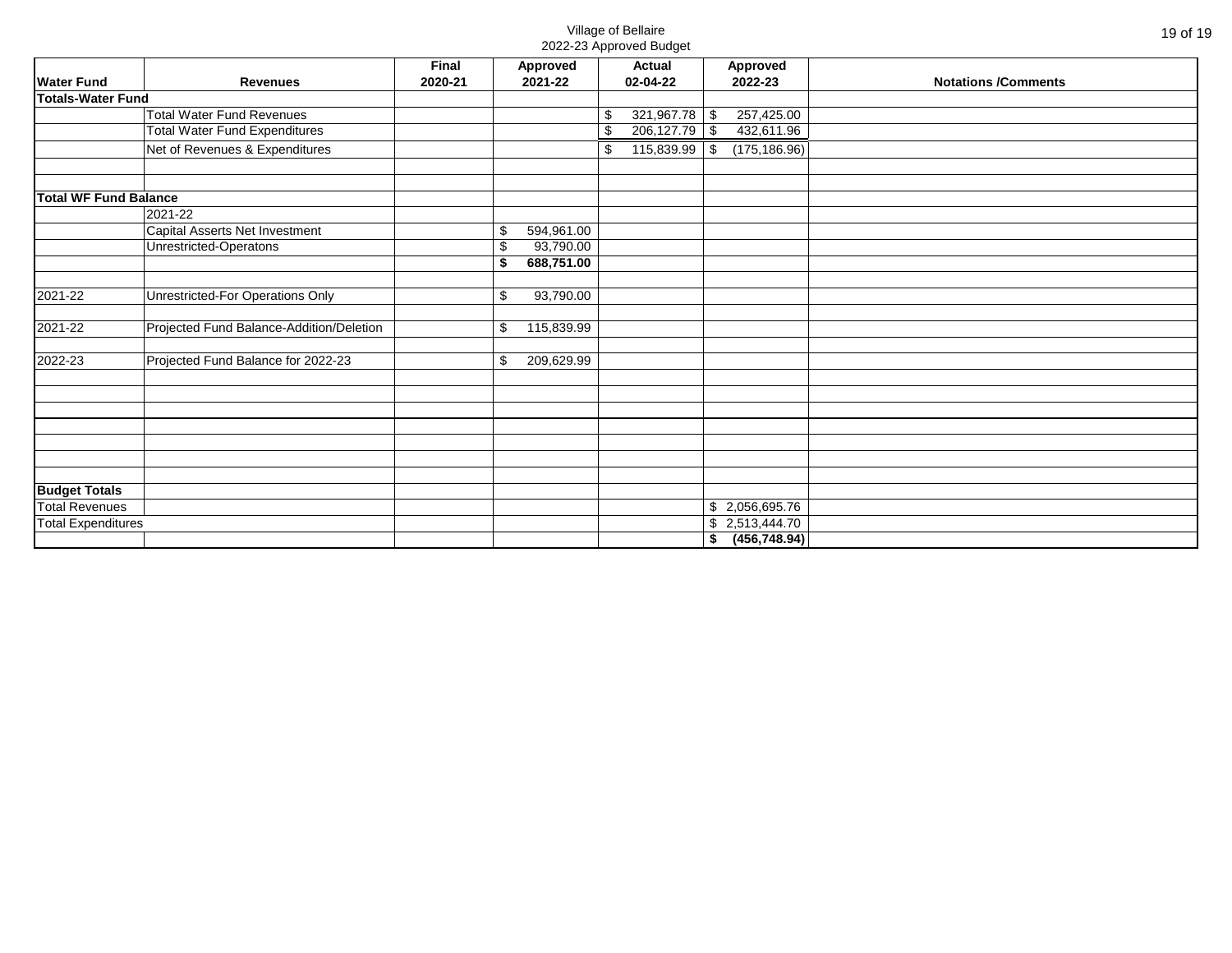Village of Bellaire
2022-23 Approved Budget

| Water Fund | Revenues | Final 2020-21 | Approved 2021-22 | Actual 02-04-22 | Approved 2022-23 | Notations /Comments |
|---|---|---|---|---|---|---|
| **Totals-Water Fund** | | | | | | |
| | Total Water Fund Revenues | | | $ 321,967.78 | $ 257,425.00 | |
| | Total Water Fund Expenditures | | | $ 206,127.79 | $ 432,611.96 | |
| | Net of Revenues & Expenditures | | | $ 115,839.99 | $ (175,186.96) | |
| | | | | | | |
| | | | | | | |
| **Total WF Fund Balance** | | | | | | |
| | 2021-22 | | | | | |
| | Capital Asserts Net Investment | | $ 594,961.00 | | | |
| | Unrestricted-Operatons | | $ 93,790.00 | | | |
| | | | **$ 688,751.00** | | | |
| | | | | | | |
| 2021-22 | Unrestricted-For Operations Only | | $ 93,790.00 | | | |
| | | | | | | |
| 2021-22 | Projected Fund Balance-Addition/Deletion | | $ 115,839.99 | | | |
| | | | | | | |
| 2022-23 | Projected Fund Balance for 2022-23 | | $ 209,629.99 | | | |
| | | | | | | |
| | | | | | | |
| | | | | | | |
| | | | | | | |
| | | | | | | |
| | | | | | | |
| | | | | | | |
| **Budget Totals** | | | | | | |
| Total Revenues | | | | | $ 2,056,695.76 | |
| Total Expenditures | | | | | $ 2,513,444.70 | |
| | | | | | **$ (456,748.94)** | |